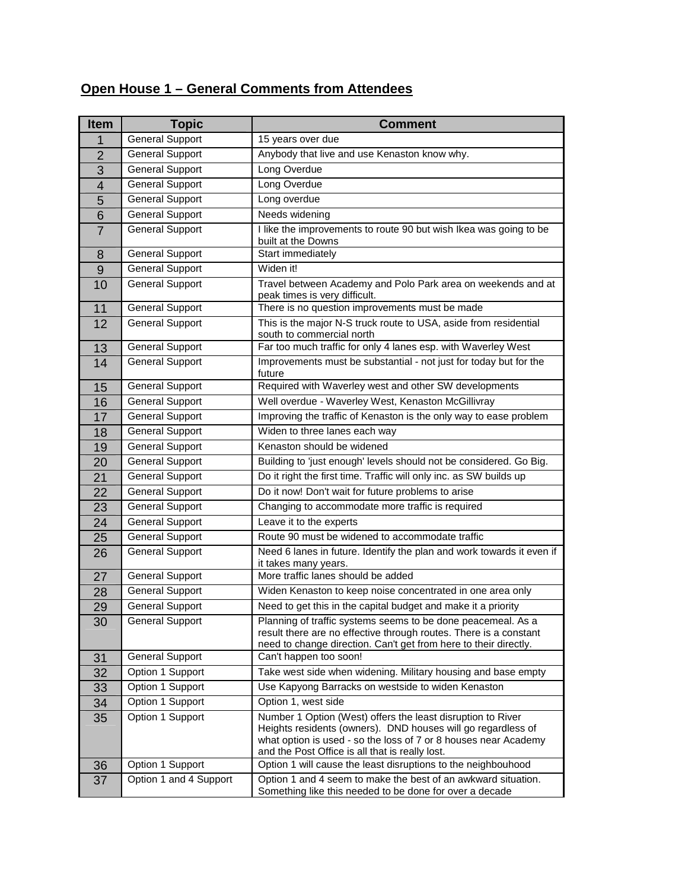## Open House 1 – General Comments from Attendees

| Item | Topic | Comment |
|---|---|---|
| 1 | General Support | 15 years over due |
| 2 | General Support | Anybody that live and use Kenaston know why. |
| 3 | General Support | Long Overdue |
| 4 | General Support | Long Overdue |
| 5 | General Support | Long overdue |
| 6 | General Support | Needs widening |
| 7 | General Support | I like the improvements to route 90 but wish Ikea was going to be built at the Downs |
| 8 | General Support | Start immediately |
| 9 | General Support | Widen it! |
| 10 | General Support | Travel between Academy and Polo Park area on weekends and at peak times is very difficult. |
| 11 | General Support | There is no question improvements must be made |
| 12 | General Support | This is the major N-S truck route to USA, aside from residential south to commercial north |
| 13 | General Support | Far too much traffic for only 4 lanes esp. with Waverley West |
| 14 | General Support | Improvements must be substantial - not just for today but for the future |
| 15 | General Support | Required with Waverley west and other SW developments |
| 16 | General Support | Well overdue - Waverley West, Kenaston McGillivray |
| 17 | General Support | Improving the traffic of Kenaston is the only way to ease problem |
| 18 | General Support | Widen to three lanes each way |
| 19 | General Support | Kenaston should be widened |
| 20 | General Support | Building to 'just enough' levels should not be considered. Go Big. |
| 21 | General Support | Do it right the first time. Traffic will only inc. as SW builds up |
| 22 | General Support | Do it now! Don't wait for future problems to arise |
| 23 | General Support | Changing to accommodate more traffic is required |
| 24 | General Support | Leave it to the experts |
| 25 | General Support | Route 90 must be widened to accommodate traffic |
| 26 | General Support | Need 6 lanes in future. Identify the plan and work towards it even if it takes many years. |
| 27 | General Support | More traffic lanes should be added |
| 28 | General Support | Widen Kenaston to keep noise concentrated in one area only |
| 29 | General Support | Need to get this in the capital budget and make it a priority |
| 30 | General Support | Planning of traffic systems seems to be done peacemeal. As a result there are no effective through routes. There is a constant need to change direction. Can't get from here to their directly. |
| 31 | General Support | Can't happen too soon! |
| 32 | Option 1 Support | Take west side when widening. Military housing and base empty |
| 33 | Option 1 Support | Use Kapyong Barracks on westside to widen Kenaston |
| 34 | Option 1 Support | Option 1, west side |
| 35 | Option 1 Support | Number 1 Option (West) offers the least disruption to River Heights residents (owners). DND houses will go regardless of what option is used - so the loss of 7 or 8 houses near Academy and the Post Office is all that is really lost. |
| 36 | Option 1 Support | Option 1 will cause the least disruptions to the neighbouhood |
| 37 | Option 1 and 4 Support | Option 1 and 4 seem to make the best of an awkward situation. Something like this needed to be done for over a decade |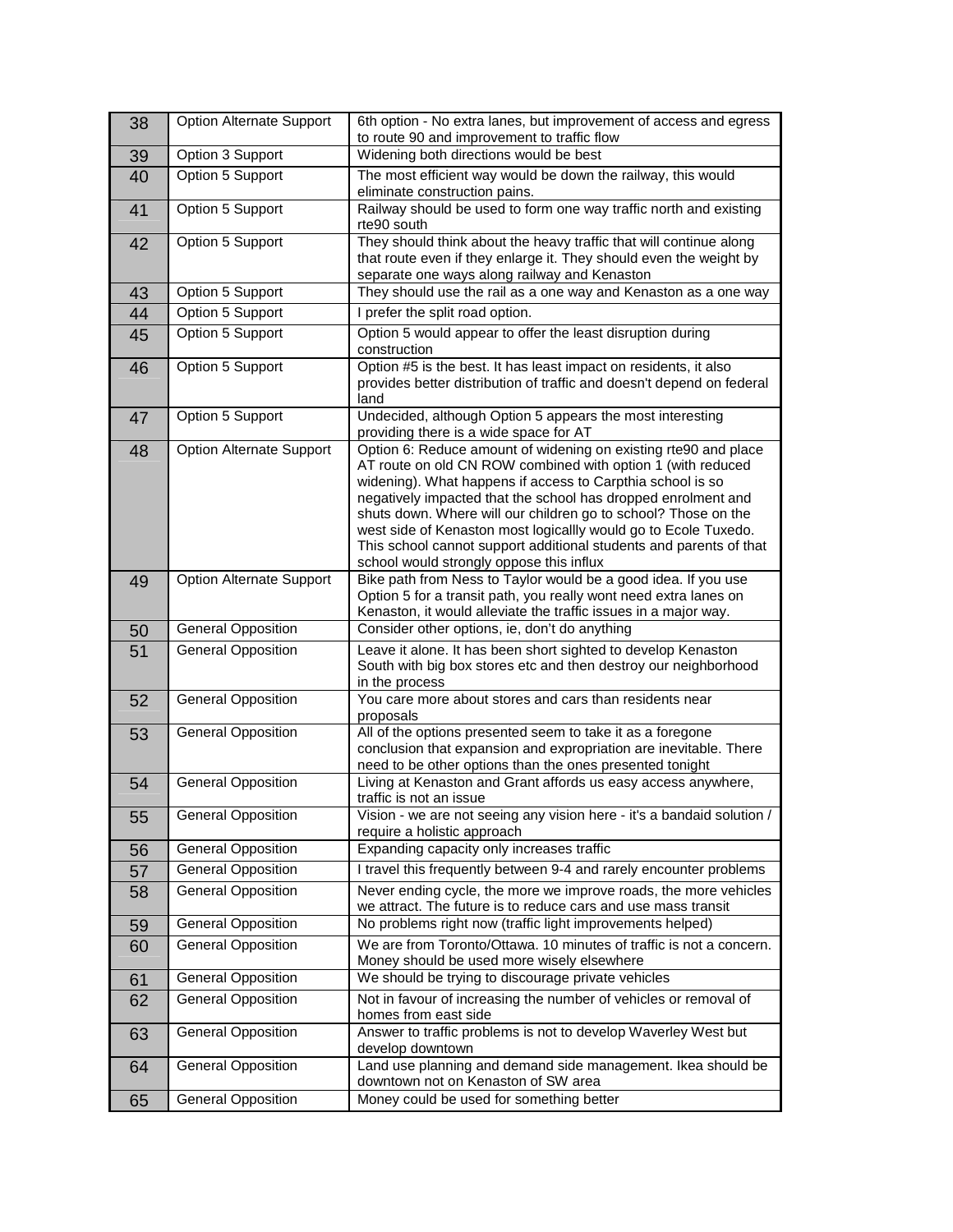| 38 | Option Alternate Support | 6th option - No extra lanes, but improvement of access and egress to route 90 and improvement to traffic flow |
|---|---|---|
| 39 | Option 3 Support | Widening both directions would be best |
| 40 | Option 5 Support | The most efficient way would be down the railway, this would eliminate construction pains. |
| 41 | Option 5 Support | Railway should be used to form one way traffic north and existing rte90 south |
| 42 | Option 5 Support | They should think about the heavy traffic that will continue along that route even if they enlarge it. They should even the weight by separate one ways along railway and Kenaston |
| 43 | Option 5 Support | They should use the rail as a one way and Kenaston as a one way |
| 44 | Option 5 Support | I prefer the split road option. |
| 45 | Option 5 Support | Option 5 would appear to offer the least disruption during construction |
| 46 | Option 5 Support | Option #5 is the best. It has least impact on residents, it also provides better distribution of traffic and doesn't depend on federal land |
| 47 | Option 5 Support | Undecided, although Option 5 appears the most interesting providing there is a wide space for AT |
| 48 | Option Alternate Support | Option 6: Reduce amount of widening on existing rte90 and place AT route on old CN ROW combined with option 1 (with reduced widening). What happens if access to Carpthia school is so negatively impacted that the school has dropped enrolment and shuts down. Where will our children go to school? Those on the west side of Kenaston most logicallly would go to Ecole Tuxedo. This school cannot support additional students and parents of that school would strongly oppose this influx |
| 49 | Option Alternate Support | Bike path from Ness to Taylor would be a good idea. If you use Option 5 for a transit path, you really wont need extra lanes on Kenaston, it would alleviate the traffic issues in a major way. |
| 50 | General Opposition | Consider other options, ie, don't do anything |
| 51 | General Opposition | Leave it alone. It has been short sighted to develop Kenaston South with big box stores etc and then destroy our neighborhood in the process |
| 52 | General Opposition | You care more about stores and cars than residents near proposals |
| 53 | General Opposition | All of the options presented seem to take it as a foregone conclusion that expansion and expropriation are inevitable. There need to be other options than the ones presented tonight |
| 54 | General Opposition | Living at Kenaston and Grant affords us easy access anywhere, traffic is not an issue |
| 55 | General Opposition | Vision - we are not seeing any vision here - it's a bandaid solution / require a holistic approach |
| 56 | General Opposition | Expanding capacity only increases traffic |
| 57 | General Opposition | I travel this frequently between 9-4 and rarely encounter problems |
| 58 | General Opposition | Never ending cycle, the more we improve roads, the more vehicles we attract. The future is to reduce cars and use mass transit |
| 59 | General Opposition | No problems right now (traffic light improvements helped) |
| 60 | General Opposition | We are from Toronto/Ottawa. 10 minutes of traffic is not a concern. Money should be used more wisely elsewhere |
| 61 | General Opposition | We should be trying to discourage private vehicles |
| 62 | General Opposition | Not in favour of increasing the number of vehicles or removal of homes from east side |
| 63 | General Opposition | Answer to traffic problems is not to develop Waverley West but develop downtown |
| 64 | General Opposition | Land use planning and demand side management. Ikea should be downtown not on Kenaston of SW area |
| 65 | General Opposition | Money could be used for something better |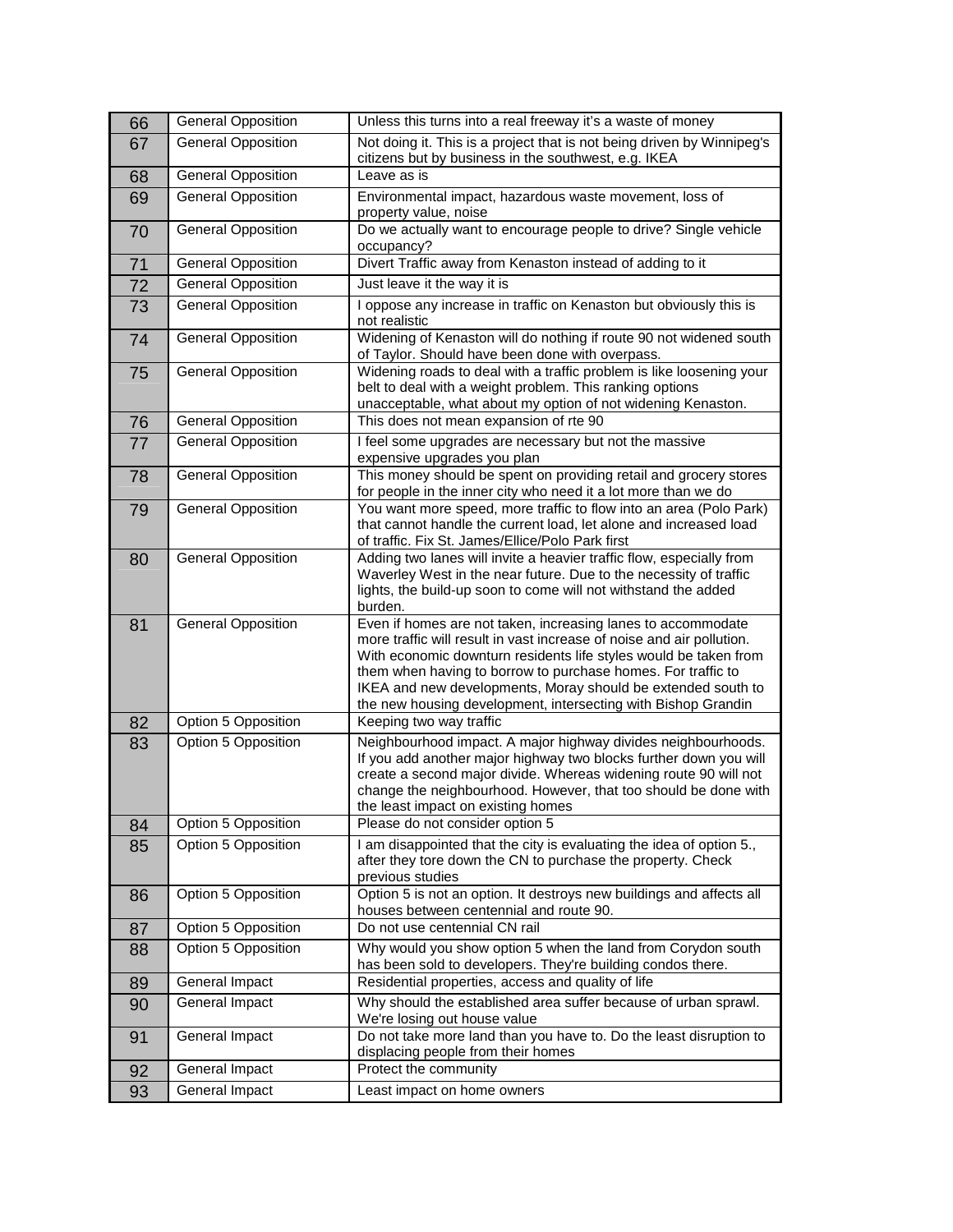| | | |
|---|---|---|
| 66 | General Opposition | Unless this turns into a real freeway it's a waste of money |
| 67 | General Opposition | Not doing it. This is a project that is not being driven by Winnipeg's citizens but by business in the southwest, e.g. IKEA |
| 68 | General Opposition | Leave as is |
| 69 | General Opposition | Environmental impact, hazardous waste movement, loss of property value, noise |
| 70 | General Opposition | Do we actually want to encourage people to drive? Single vehicle occupancy? |
| 71 | General Opposition | Divert Traffic away from Kenaston instead of adding to it |
| 72 | General Opposition | Just leave it the way it is |
| 73 | General Opposition | I oppose any increase in traffic on Kenaston but obviously this is not realistic |
| 74 | General Opposition | Widening of Kenaston will do nothing if route 90 not widened south of Taylor. Should have been done with overpass. |
| 75 | General Opposition | Widening roads to deal with a traffic problem is like loosening your belt to deal with a weight problem. This ranking options unacceptable, what about my option of not widening Kenaston. |
| 76 | General Opposition | This does not mean expansion of rte 90 |
| 77 | General Opposition | I feel some upgrades are necessary but not the massive expensive upgrades you plan |
| 78 | General Opposition | This money should be spent on providing retail and grocery stores for people in the inner city who need it a lot more than we do |
| 79 | General Opposition | You want more speed, more traffic to flow into an area (Polo Park) that cannot handle the current load, let alone and increased load of traffic. Fix St. James/Ellice/Polo Park first |
| 80 | General Opposition | Adding two lanes will invite a heavier traffic flow, especially from Waverley West in the near future. Due to the necessity of traffic lights, the build-up soon to come will not withstand the added burden. |
| 81 | General Opposition | Even if homes are not taken, increasing lanes to accommodate more traffic will result in vast increase of noise and air pollution. With economic downturn residents life styles would be taken from them when having to borrow to purchase homes. For traffic to IKEA and new developments, Moray should be extended south to the new housing development, intersecting with Bishop Grandin |
| 82 | Option 5 Opposition | Keeping two way traffic |
| 83 | Option 5 Opposition | Neighbourhood impact. A major highway divides neighbourhoods. If you add another major highway two blocks further down you will create a second major divide. Whereas widening route 90 will not change the neighbourhood. However, that too should be done with the least impact on existing homes |
| 84 | Option 5 Opposition | Please do not consider option 5 |
| 85 | Option 5 Opposition | I am disappointed that the city is evaluating the idea of option 5., after they tore down the CN to purchase the property. Check previous studies |
| 86 | Option 5 Opposition | Option 5 is not an option. It destroys new buildings and affects all houses between centennial and route 90. |
| 87 | Option 5 Opposition | Do not use centennial CN rail |
| 88 | Option 5 Opposition | Why would you show option 5 when the land from Corydon south has been sold to developers. They're building condos there. |
| 89 | General Impact | Residential properties, access and quality of life |
| 90 | General Impact | Why should the established area suffer because of urban sprawl. We're losing out house value |
| 91 | General Impact | Do not take more land than you have to. Do the least disruption to displacing people from their homes |
| 92 | General Impact | Protect the community |
| 93 | General Impact | Least impact on home owners |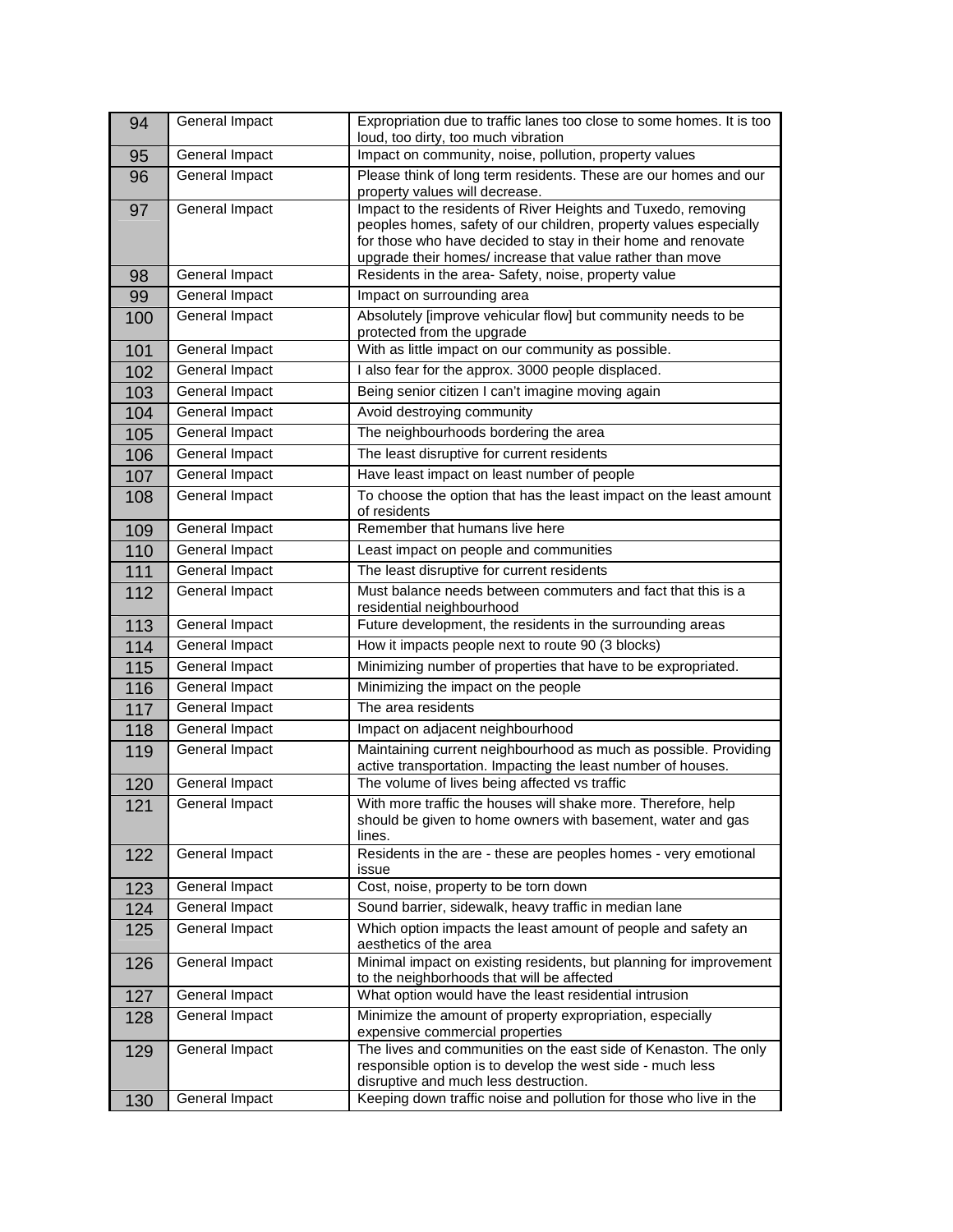| | | |
|---|---|---|
| 94 | General Impact | Expropriation due to traffic lanes too close to some homes. It is too loud, too dirty, too much vibration |
| 95 | General Impact | Impact on community, noise, pollution, property values |
| 96 | General Impact | Please think of long term residents. These are our homes and our property values will decrease. |
| 97 | General Impact | Impact to the residents of River Heights and Tuxedo, removing peoples homes, safety of our children, property values especially for those who have decided to stay in their home and renovate upgrade their homes/ increase that value rather than move |
| 98 | General Impact | Residents in the area- Safety, noise, property value |
| 99 | General Impact | Impact on surrounding area |
| 100 | General Impact | Absolutely [improve vehicular flow] but community needs to be protected from the upgrade |
| 101 | General Impact | With as little impact on our community as possible. |
| 102 | General Impact | I also fear for the approx. 3000 people displaced. |
| 103 | General Impact | Being senior citizen I can't imagine moving again |
| 104 | General Impact | Avoid destroying community |
| 105 | General Impact | The neighbourhoods bordering the area |
| 106 | General Impact | The least disruptive for current residents |
| 107 | General Impact | Have least impact on least number of people |
| 108 | General Impact | To choose the option that has the least impact on the least amount of residents |
| 109 | General Impact | Remember that humans live here |
| 110 | General Impact | Least impact on people and communities |
| 111 | General Impact | The least disruptive for current residents |
| 112 | General Impact | Must balance needs between commuters and fact that this is a residential neighbourhood |
| 113 | General Impact | Future development, the residents in the surrounding areas |
| 114 | General Impact | How it impacts people next to route 90 (3 blocks) |
| 115 | General Impact | Minimizing number of properties that have to be expropriated. |
| 116 | General Impact | Minimizing the impact on the people |
| 117 | General Impact | The area residents |
| 118 | General Impact | Impact on adjacent neighbourhood |
| 119 | General Impact | Maintaining current neighbourhood as much as possible. Providing active transportation. Impacting the least number of houses. |
| 120 | General Impact | The volume of lives being affected vs traffic |
| 121 | General Impact | With more traffic the houses will shake more. Therefore, help should be given to home owners with basement, water and gas lines. |
| 122 | General Impact | Residents in the are - these are peoples homes - very emotional issue |
| 123 | General Impact | Cost, noise, property to be torn down |
| 124 | General Impact | Sound barrier, sidewalk, heavy traffic in median lane |
| 125 | General Impact | Which option impacts the least amount of people and safety an aesthetics of the area |
| 126 | General Impact | Minimal impact on existing residents, but planning for improvement to the neighborhoods that will be affected |
| 127 | General Impact | What option would have the least residential intrusion |
| 128 | General Impact | Minimize the amount of property expropriation, especially expensive commercial properties |
| 129 | General Impact | The lives and communities on the east side of Kenaston. The only responsible option is to develop the west side - much less disruptive and much less destruction. |
| 130 | General Impact | Keeping down traffic noise and pollution for those who live in the |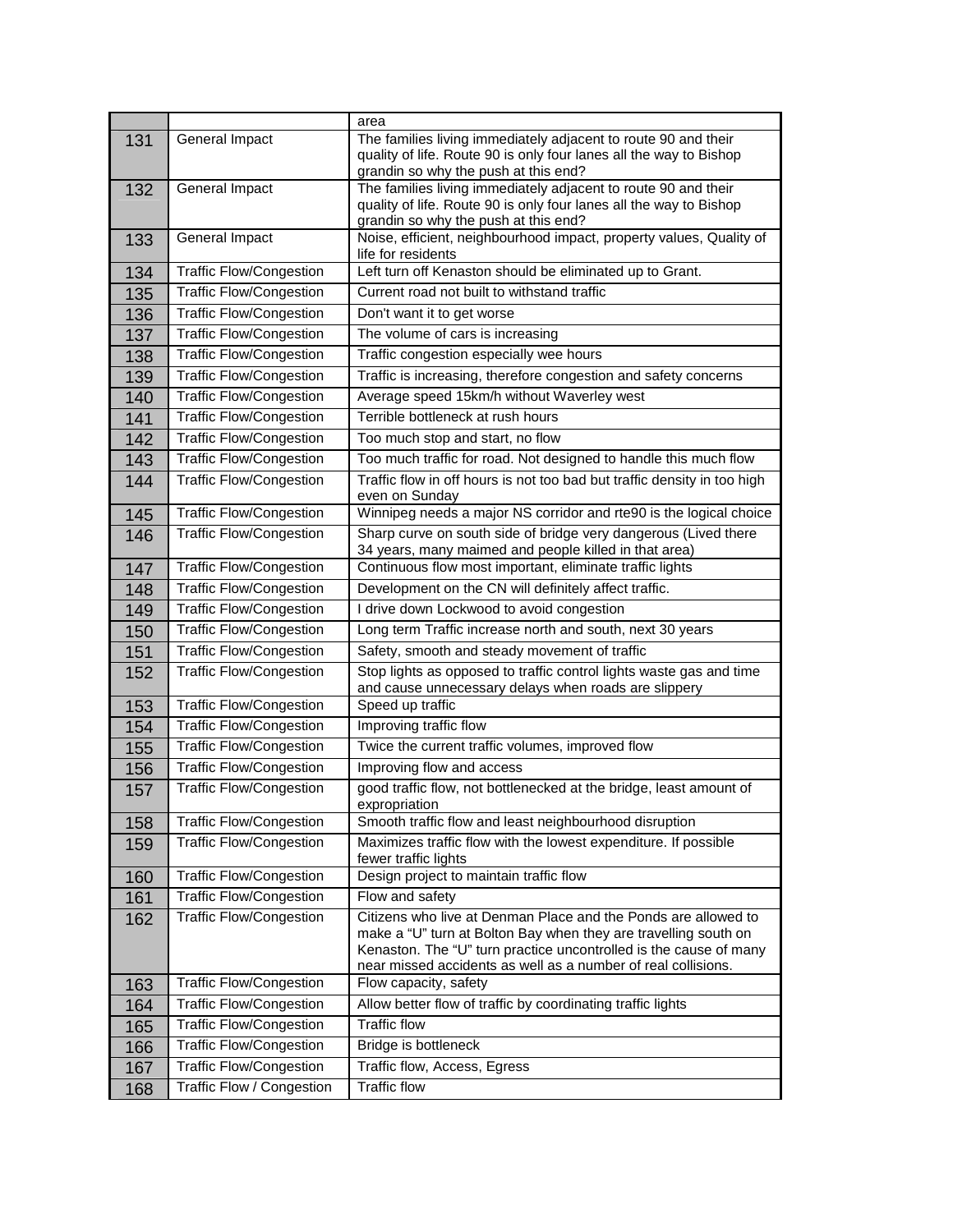| | | |
|---|---|---|
| | | area |
| 131 | General Impact | The families living immediately adjacent to route 90 and their quality of life. Route 90 is only four lanes all the way to Bishop grandin so why the push at this end? |
| 132 | General Impact | The families living immediately adjacent to route 90 and their quality of life. Route 90 is only four lanes all the way to Bishop grandin so why the push at this end? |
| 133 | General Impact | Noise, efficient, neighbourhood impact, property values, Quality of life for residents |
| 134 | Traffic Flow/Congestion | Left turn off Kenaston should be eliminated up to Grant. |
| 135 | Traffic Flow/Congestion | Current road not built to withstand traffic |
| 136 | Traffic Flow/Congestion | Don't want it to get worse |
| 137 | Traffic Flow/Congestion | The volume of cars is increasing |
| 138 | Traffic Flow/Congestion | Traffic congestion especially wee hours |
| 139 | Traffic Flow/Congestion | Traffic is increasing, therefore congestion and safety concerns |
| 140 | Traffic Flow/Congestion | Average speed 15km/h without Waverley west |
| 141 | Traffic Flow/Congestion | Terrible bottleneck at rush hours |
| 142 | Traffic Flow/Congestion | Too much stop and start, no flow |
| 143 | Traffic Flow/Congestion | Too much traffic for road. Not designed to handle this much flow |
| 144 | Traffic Flow/Congestion | Traffic flow in off hours is not too bad but traffic density in too high even on Sunday |
| 145 | Traffic Flow/Congestion | Winnipeg needs a major NS corridor and rte90 is the logical choice |
| 146 | Traffic Flow/Congestion | Sharp curve on south side of bridge very dangerous (Lived there 34 years, many maimed and people killed in that area) |
| 147 | Traffic Flow/Congestion | Continuous flow most important, eliminate traffic lights |
| 148 | Traffic Flow/Congestion | Development on the CN will definitely affect traffic. |
| 149 | Traffic Flow/Congestion | I drive down Lockwood to avoid congestion |
| 150 | Traffic Flow/Congestion | Long term Traffic increase north and south, next 30 years |
| 151 | Traffic Flow/Congestion | Safety, smooth and steady movement of traffic |
| 152 | Traffic Flow/Congestion | Stop lights as opposed to traffic control lights waste gas and time and cause unnecessary delays when roads are slippery |
| 153 | Traffic Flow/Congestion | Speed up traffic |
| 154 | Traffic Flow/Congestion | Improving traffic flow |
| 155 | Traffic Flow/Congestion | Twice the current traffic volumes, improved flow |
| 156 | Traffic Flow/Congestion | Improving flow and access |
| 157 | Traffic Flow/Congestion | good traffic flow, not bottlenecked at the bridge, least amount of expropriation |
| 158 | Traffic Flow/Congestion | Smooth traffic flow and least neighbourhood disruption |
| 159 | Traffic Flow/Congestion | Maximizes traffic flow with the lowest expenditure. If possible fewer traffic lights |
| 160 | Traffic Flow/Congestion | Design project to maintain traffic flow |
| 161 | Traffic Flow/Congestion | Flow and safety |
| 162 | Traffic Flow/Congestion | Citizens who live at Denman Place and the Ponds are allowed to make a "U" turn at Bolton Bay when they are travelling south on Kenaston. The "U" turn practice uncontrolled is the cause of many near missed accidents as well as a number of real collisions. |
| 163 | Traffic Flow/Congestion | Flow capacity, safety |
| 164 | Traffic Flow/Congestion | Allow better flow of traffic by coordinating traffic lights |
| 165 | Traffic Flow/Congestion | Traffic flow |
| 166 | Traffic Flow/Congestion | Bridge is bottleneck |
| 167 | Traffic Flow/Congestion | Traffic flow, Access, Egress |
| 168 | Traffic Flow / Congestion | Traffic flow |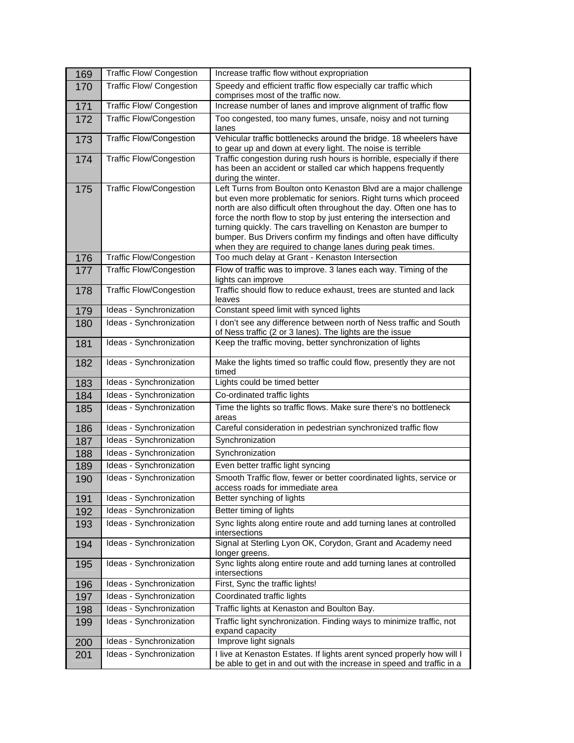| | | |
|---|---|---|
| 169 | Traffic Flow/ Congestion | Increase traffic flow without expropriation |
| 170 | Traffic Flow/ Congestion | Speedy and efficient traffic flow especially car traffic which comprises most of the traffic now. |
| 171 | Traffic Flow/ Congestion | Increase number of lanes and improve alignment of traffic flow |
| 172 | Traffic Flow/Congestion | Too congested, too many fumes, unsafe, noisy and not turning lanes |
| 173 | Traffic Flow/Congestion | Vehicular traffic bottlenecks around the bridge. 18 wheelers have to gear up and down at every light. The noise is terrible |
| 174 | Traffic Flow/Congestion | Traffic congestion during rush hours is horrible, especially if there has been an accident or stalled car which happens frequently during the winter. |
| 175 | Traffic Flow/Congestion | Left Turns from Boulton onto Kenaston Blvd are a major challenge but even more problematic for seniors. Right turns which proceed north are also difficult often throughout the day. Often one has to force the north flow to stop by just entering the intersection and turning quickly. The cars travelling on Kenaston are bumper to bumper. Bus Drivers confirm my findings and often have difficulty when they are required to change lanes during peak times. |
| 176 | Traffic Flow/Congestion | Too much delay at Grant - Kenaston Intersection |
| 177 | Traffic Flow/Congestion | Flow of traffic was to improve. 3 lanes each way. Timing of the lights can improve |
| 178 | Traffic Flow/Congestion | Traffic should flow to reduce exhaust, trees are stunted and lack leaves |
| 179 | Ideas - Synchronization | Constant speed limit with synced lights |
| 180 | Ideas - Synchronization | I don't see any difference between north of Ness traffic and South of Ness traffic (2 or 3 lanes). The lights are the issue |
| 181 | Ideas - Synchronization | Keep the traffic moving, better synchronization of lights |
| 182 | Ideas - Synchronization | Make the lights timed so traffic could flow, presently they are not timed |
| 183 | Ideas - Synchronization | Lights could be timed better |
| 184 | Ideas - Synchronization | Co-ordinated traffic lights |
| 185 | Ideas - Synchronization | Time the lights so traffic flows. Make sure there's no bottleneck areas |
| 186 | Ideas - Synchronization | Careful consideration in pedestrian synchronized traffic flow |
| 187 | Ideas - Synchronization | Synchronization |
| 188 | Ideas - Synchronization | Synchronization |
| 189 | Ideas - Synchronization | Even better traffic light syncing |
| 190 | Ideas - Synchronization | Smooth Traffic flow, fewer or better coordinated lights, service or access roads for immediate area |
| 191 | Ideas - Synchronization | Better synching of lights |
| 192 | Ideas - Synchronization | Better timing of lights |
| 193 | Ideas - Synchronization | Sync lights along entire route and add turning lanes at controlled intersections |
| 194 | Ideas - Synchronization | Signal at Sterling Lyon OK, Corydon, Grant and Academy need longer greens. |
| 195 | Ideas - Synchronization | Sync lights along entire route and add turning lanes at controlled intersections |
| 196 | Ideas - Synchronization | First, Sync the traffic lights! |
| 197 | Ideas - Synchronization | Coordinated traffic lights |
| 198 | Ideas - Synchronization | Traffic lights at Kenaston and Boulton Bay. |
| 199 | Ideas - Synchronization | Traffic light synchronization. Finding ways to minimize traffic, not expand capacity |
| 200 | Ideas - Synchronization | Improve light signals |
| 201 | Ideas - Synchronization | I live at Kenaston Estates. If lights arent synced properly how will I be able to get in and out with the increase in speed and traffic in a |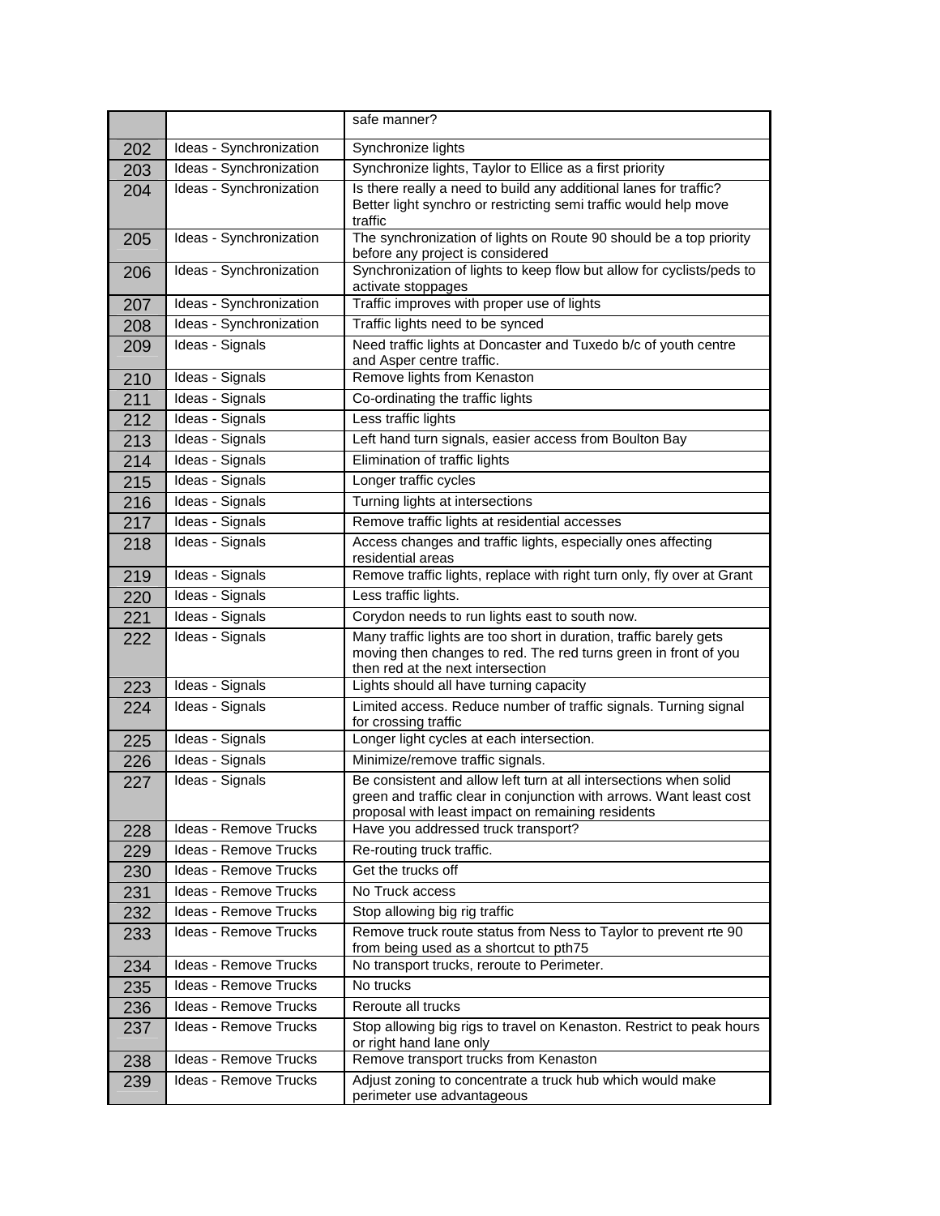| | | safe manner? |
|---|---|---|
| 202 | Ideas - Synchronization | Synchronize lights |
| 203 | Ideas - Synchronization | Synchronize lights, Taylor to Ellice as a first priority |
| 204 | Ideas - Synchronization | Is there really a need to build any additional lanes for traffic? Better light synchro or restricting semi traffic would help move traffic |
| 205 | Ideas - Synchronization | The synchronization of lights on Route 90 should be a top priority before any project is considered |
| 206 | Ideas - Synchronization | Synchronization of lights to keep flow but allow for cyclists/peds to activate stoppages |
| 207 | Ideas - Synchronization | Traffic improves with proper use of lights |
| 208 | Ideas - Synchronization | Traffic lights need to be synced |
| 209 | Ideas - Signals | Need traffic lights at Doncaster and Tuxedo b/c of youth centre and Asper centre traffic. |
| 210 | Ideas - Signals | Remove lights from Kenaston |
| 211 | Ideas - Signals | Co-ordinating the traffic lights |
| 212 | Ideas - Signals | Less traffic lights |
| 213 | Ideas - Signals | Left hand turn signals, easier access from Boulton Bay |
| 214 | Ideas - Signals | Elimination of traffic lights |
| 215 | Ideas - Signals | Longer traffic cycles |
| 216 | Ideas - Signals | Turning lights at intersections |
| 217 | Ideas - Signals | Remove traffic lights at residential accesses |
| 218 | Ideas - Signals | Access changes and traffic lights, especially ones affecting residential areas |
| 219 | Ideas - Signals | Remove traffic lights, replace with right turn only, fly over at Grant |
| 220 | Ideas - Signals | Less traffic lights. |
| 221 | Ideas - Signals | Corydon needs to run lights east to south now. |
| 222 | Ideas - Signals | Many traffic lights are too short in duration, traffic barely gets moving then changes to red. The red turns green in front of you then red at the next intersection |
| 223 | Ideas - Signals | Lights should all have turning capacity |
| 224 | Ideas - Signals | Limited access. Reduce number of traffic signals. Turning signal for crossing traffic |
| 225 | Ideas - Signals | Longer light cycles at each intersection. |
| 226 | Ideas - Signals | Minimize/remove traffic signals. |
| 227 | Ideas - Signals | Be consistent and allow left turn at all intersections when solid green and traffic clear in conjunction with arrows. Want least cost proposal with least impact on remaining residents |
| 228 | Ideas - Remove Trucks | Have you addressed truck transport? |
| 229 | Ideas - Remove Trucks | Re-routing truck traffic. |
| 230 | Ideas - Remove Trucks | Get the trucks off |
| 231 | Ideas - Remove Trucks | No Truck access |
| 232 | Ideas - Remove Trucks | Stop allowing big rig traffic |
| 233 | Ideas - Remove Trucks | Remove truck route status from Ness to Taylor to prevent rte 90 from being used as a shortcut to pth75 |
| 234 | Ideas - Remove Trucks | No transport trucks, reroute to Perimeter. |
| 235 | Ideas - Remove Trucks | No trucks |
| 236 | Ideas - Remove Trucks | Reroute all trucks |
| 237 | Ideas - Remove Trucks | Stop allowing big rigs to travel on Kenaston. Restrict to peak hours or right hand lane only |
| 238 | Ideas - Remove Trucks | Remove transport trucks from Kenaston |
| 239 | Ideas - Remove Trucks | Adjust zoning to concentrate a truck hub which would make perimeter use advantageous |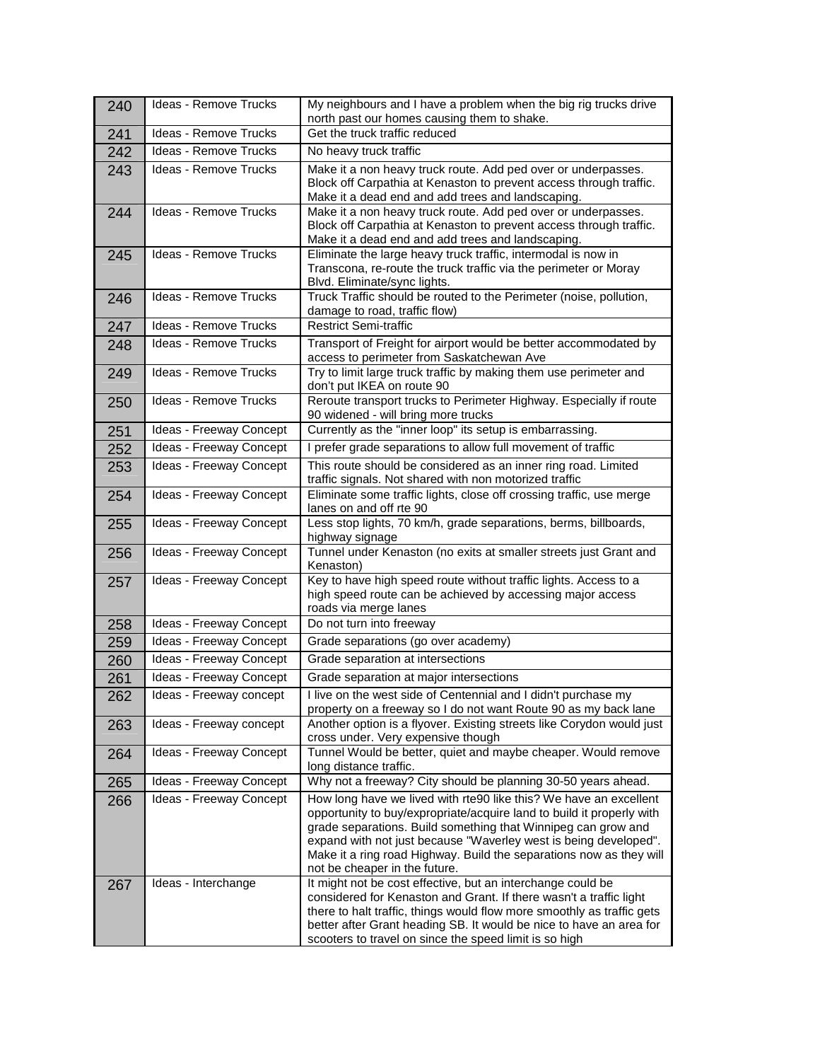| 240 | Ideas - Remove Trucks | My neighbours and I have a problem when the big rig trucks drive north past our homes causing them to shake. |
|---|---|---|
| 241 | Ideas - Remove Trucks | Get the truck traffic reduced |
| 242 | Ideas - Remove Trucks | No heavy truck traffic |
| 243 | Ideas - Remove Trucks | Make it a non heavy truck route. Add ped over or underpasses. Block off Carpathia at Kenaston to prevent access through traffic. Make it a dead end and add trees and landscaping. |
| 244 | Ideas - Remove Trucks | Make it a non heavy truck route. Add ped over or underpasses. Block off Carpathia at Kenaston to prevent access through traffic. Make it a dead end and add trees and landscaping. |
| 245 | Ideas - Remove Trucks | Eliminate the large heavy truck traffic, intermodal is now in Transcona, re-route the truck traffic via the perimeter or Moray Blvd. Eliminate/sync lights. |
| 246 | Ideas - Remove Trucks | Truck Traffic should be routed to the Perimeter (noise, pollution, damage to road, traffic flow) |
| 247 | Ideas - Remove Trucks | Restrict Semi-traffic |
| 248 | Ideas - Remove Trucks | Transport of Freight for airport would be better accommodated by access to perimeter from Saskatchewan Ave |
| 249 | Ideas - Remove Trucks | Try to limit large truck traffic by making them use perimeter and don't put IKEA on route 90 |
| 250 | Ideas - Remove Trucks | Reroute transport trucks to Perimeter Highway. Especially if route 90 widened - will bring more trucks |
| 251 | Ideas - Freeway Concept | Currently as the "inner loop" its setup is embarrassing. |
| 252 | Ideas - Freeway Concept | I prefer grade separations to allow full movement of traffic |
| 253 | Ideas - Freeway Concept | This route should be considered as an inner ring road. Limited traffic signals. Not shared with non motorized traffic |
| 254 | Ideas - Freeway Concept | Eliminate some traffic lights, close off crossing traffic, use merge lanes on and off rte 90 |
| 255 | Ideas - Freeway Concept | Less stop lights, 70 km/h, grade separations, berms, billboards, highway signage |
| 256 | Ideas - Freeway Concept | Tunnel under Kenaston (no exits at smaller streets just Grant and Kenaston) |
| 257 | Ideas - Freeway Concept | Key to have high speed route without traffic lights. Access to a high speed route can be achieved by accessing major access roads via merge lanes |
| 258 | Ideas - Freeway Concept | Do not turn into freeway |
| 259 | Ideas - Freeway Concept | Grade separations (go over academy) |
| 260 | Ideas - Freeway Concept | Grade separation at intersections |
| 261 | Ideas - Freeway Concept | Grade separation at major intersections |
| 262 | Ideas - Freeway concept | I live on the west side of Centennial and I didn't purchase my property on a freeway so I do not want Route 90 as my back lane |
| 263 | Ideas - Freeway concept | Another option is a flyover. Existing streets like Corydon would just cross under. Very expensive though |
| 264 | Ideas - Freeway Concept | Tunnel Would be better, quiet and maybe cheaper. Would remove long distance traffic. |
| 265 | Ideas - Freeway Concept | Why not a freeway? City should be planning 30-50 years ahead. |
| 266 | Ideas - Freeway Concept | How long have we lived with rte90 like this? We have an excellent opportunity to buy/expropriate/acquire land to build it properly with grade separations. Build something that Winnipeg can grow and expand with not just because "Waverley west is being developed". Make it a ring road Highway. Build the separations now as they will not be cheaper in the future. |
| 267 | Ideas - Interchange | It might not be cost effective, but an interchange could be considered for Kenaston and Grant. If there wasn't a traffic light there to halt traffic, things would flow more smoothly as traffic gets better after Grant heading SB. It would be nice to have an area for scooters to travel on since the speed limit is so high |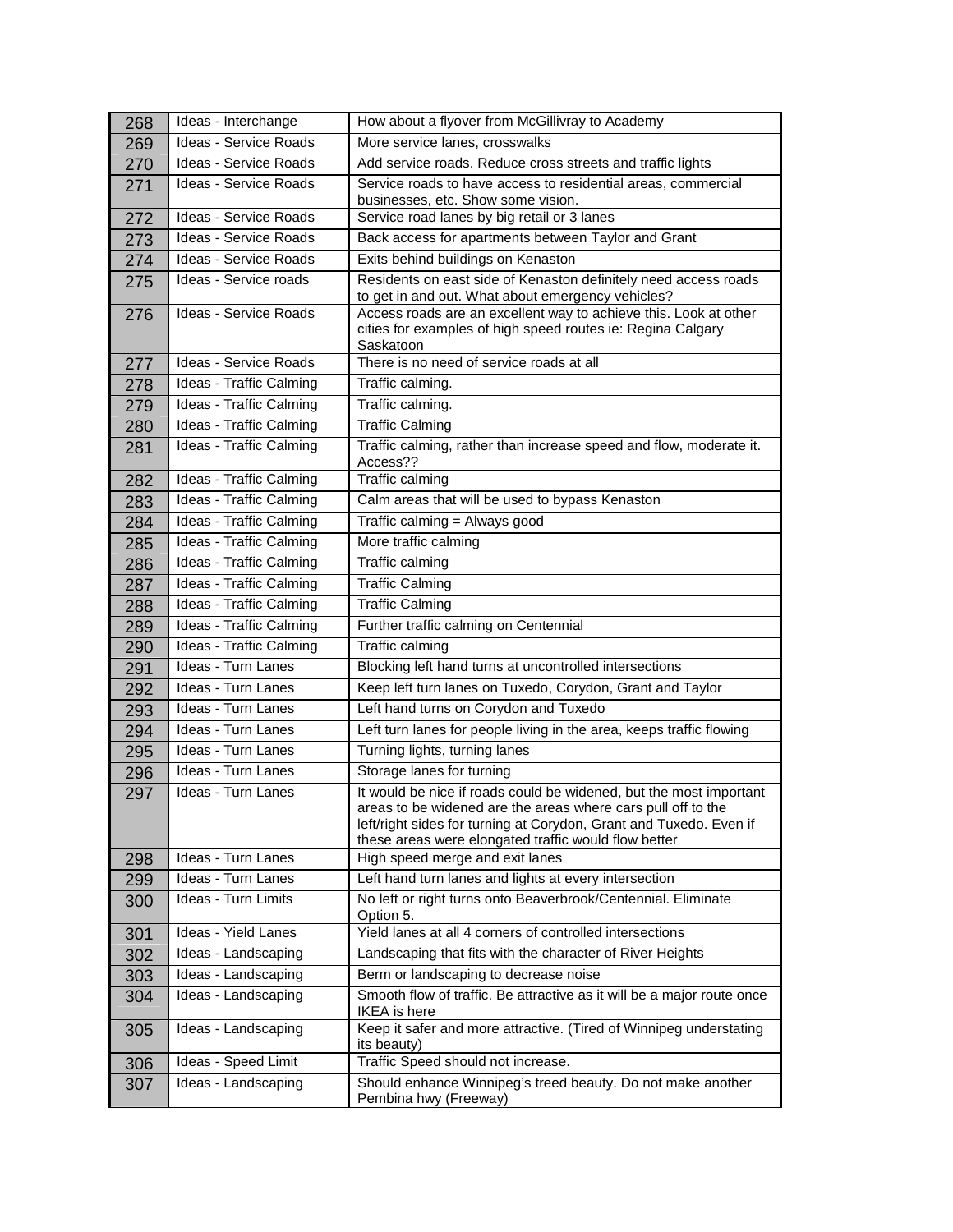| 268 | Ideas - Interchange | How about a flyover from McGillivray to Academy |
|---|---|---|
| 269 | Ideas - Service Roads | More service lanes, crosswalks |
| 270 | Ideas - Service Roads | Add service roads. Reduce cross streets and traffic lights |
| 271 | Ideas - Service Roads | Service roads to have access to residential areas, commercial businesses, etc. Show some vision. |
| 272 | Ideas - Service Roads | Service road lanes by big retail or 3 lanes |
| 273 | Ideas - Service Roads | Back access for apartments between Taylor and Grant |
| 274 | Ideas - Service Roads | Exits behind buildings on Kenaston |
| 275 | Ideas - Service roads | Residents on east side of Kenaston definitely need access roads to get in and out. What about emergency vehicles? |
| 276 | Ideas - Service Roads | Access roads are an excellent way to achieve this. Look at other cities for examples of high speed routes ie: Regina Calgary Saskatoon |
| 277 | Ideas - Service Roads | There is no need of service roads at all |
| 278 | Ideas - Traffic Calming | Traffic calming. |
| 279 | Ideas - Traffic Calming | Traffic calming. |
| 280 | Ideas - Traffic Calming | Traffic Calming |
| 281 | Ideas - Traffic Calming | Traffic calming, rather than increase speed and flow, moderate it. Access?? |
| 282 | Ideas - Traffic Calming | Traffic calming |
| 283 | Ideas - Traffic Calming | Calm areas that will be used to bypass Kenaston |
| 284 | Ideas - Traffic Calming | Traffic calming = Always good |
| 285 | Ideas - Traffic Calming | More traffic calming |
| 286 | Ideas - Traffic Calming | Traffic calming |
| 287 | Ideas - Traffic Calming | Traffic Calming |
| 288 | Ideas - Traffic Calming | Traffic Calming |
| 289 | Ideas - Traffic Calming | Further traffic calming on Centennial |
| 290 | Ideas - Traffic Calming | Traffic calming |
| 291 | Ideas - Turn Lanes | Blocking left hand turns at uncontrolled intersections |
| 292 | Ideas - Turn Lanes | Keep left turn lanes on Tuxedo, Corydon, Grant and Taylor |
| 293 | Ideas - Turn Lanes | Left hand turns on Corydon and Tuxedo |
| 294 | Ideas - Turn Lanes | Left turn lanes for people living in the area, keeps traffic flowing |
| 295 | Ideas - Turn Lanes | Turning lights, turning lanes |
| 296 | Ideas - Turn Lanes | Storage lanes for turning |
| 297 | Ideas - Turn Lanes | It would be nice if roads could be widened, but the most important areas to be widened are the areas where cars pull off to the left/right sides for turning at Corydon, Grant and Tuxedo. Even if these areas were elongated traffic would flow better |
| 298 | Ideas - Turn Lanes | High speed merge and exit lanes |
| 299 | Ideas - Turn Lanes | Left hand turn lanes and lights at every intersection |
| 300 | Ideas - Turn Limits | No left or right turns onto Beaverbrook/Centennial. Eliminate Option 5. |
| 301 | Ideas - Yield Lanes | Yield lanes at all 4 corners of controlled intersections |
| 302 | Ideas - Landscaping | Landscaping that fits with the character of River Heights |
| 303 | Ideas - Landscaping | Berm or landscaping to decrease noise |
| 304 | Ideas - Landscaping | Smooth flow of traffic. Be attractive as it will be a major route once IKEA is here |
| 305 | Ideas - Landscaping | Keep it safer and more attractive. (Tired of Winnipeg understating its beauty) |
| 306 | Ideas - Speed Limit | Traffic Speed should not increase. |
| 307 | Ideas - Landscaping | Should enhance Winnipeg's treed beauty. Do not make another Pembina hwy (Freeway) |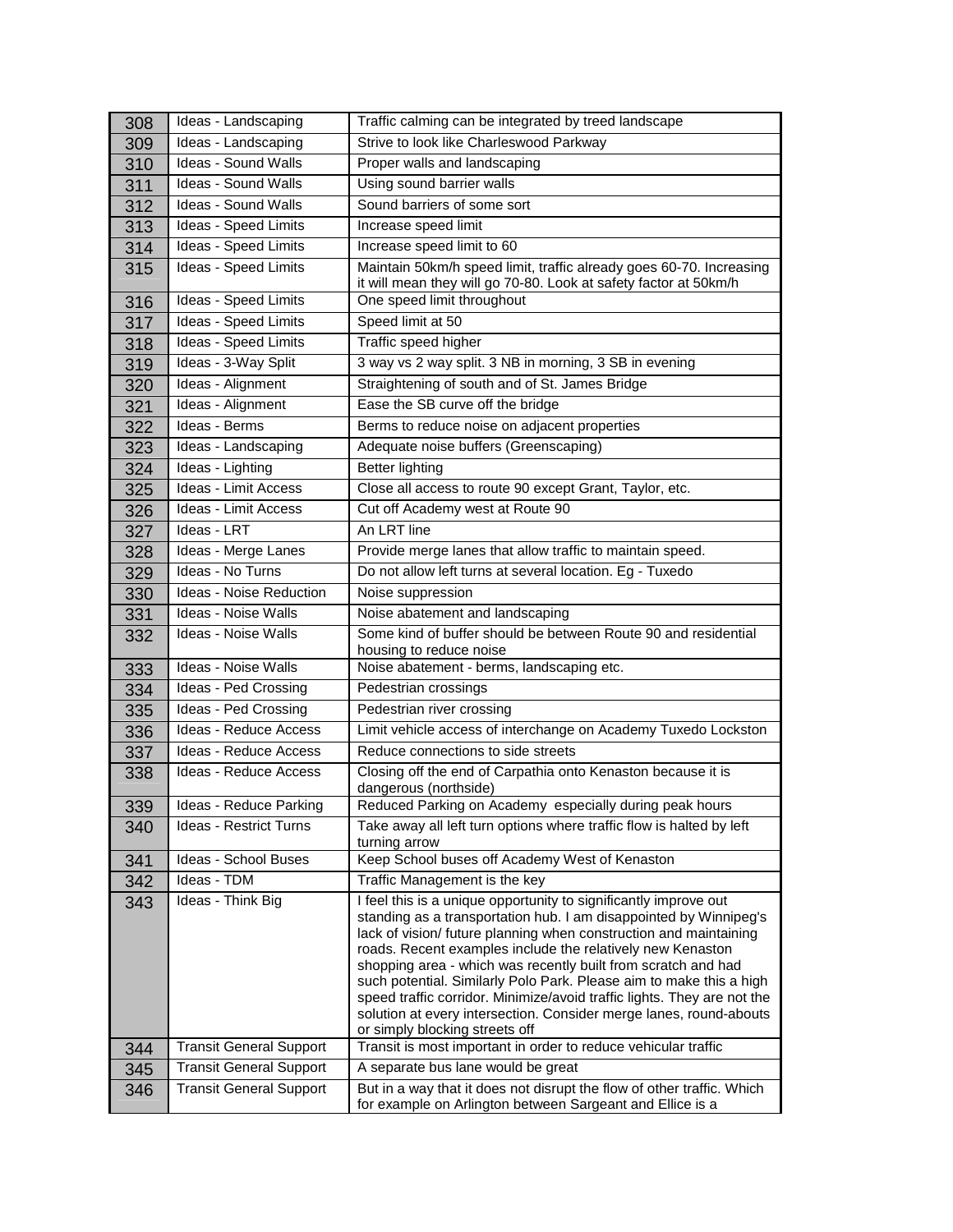| 308 | Ideas - Landscaping | Traffic calming can be integrated by treed landscape |
|---|---|---|
| 309 | Ideas - Landscaping | Strive to look like Charleswood Parkway |
| 310 | Ideas - Sound Walls | Proper walls and landscaping |
| 311 | Ideas - Sound Walls | Using sound barrier walls |
| 312 | Ideas - Sound Walls | Sound barriers of some sort |
| 313 | Ideas - Speed Limits | Increase speed limit |
| 314 | Ideas - Speed Limits | Increase speed limit to 60 |
| 315 | Ideas - Speed Limits | Maintain 50km/h speed limit, traffic already goes 60-70. Increasing it will mean they will go 70-80. Look at safety factor at 50km/h |
| 316 | Ideas - Speed Limits | One speed limit throughout |
| 317 | Ideas - Speed Limits | Speed limit at 50 |
| 318 | Ideas - Speed Limits | Traffic speed higher |
| 319 | Ideas - 3-Way Split | 3 way vs 2 way split. 3 NB in morning, 3 SB in evening |
| 320 | Ideas - Alignment | Straightening of south and of St. James Bridge |
| 321 | Ideas - Alignment | Ease the SB curve off the bridge |
| 322 | Ideas - Berms | Berms to reduce noise on adjacent properties |
| 323 | Ideas - Landscaping | Adequate noise buffers (Greenscaping) |
| 324 | Ideas - Lighting | Better lighting |
| 325 | Ideas - Limit Access | Close all access to route 90 except Grant, Taylor, etc. |
| 326 | Ideas - Limit Access | Cut off Academy west at Route 90 |
| 327 | Ideas - LRT | An LRT line |
| 328 | Ideas - Merge Lanes | Provide merge lanes that allow traffic to maintain speed. |
| 329 | Ideas - No Turns | Do not allow left turns at several location. Eg - Tuxedo |
| 330 | Ideas - Noise Reduction | Noise suppression |
| 331 | Ideas - Noise Walls | Noise abatement and landscaping |
| 332 | Ideas - Noise Walls | Some kind of buffer should be between Route 90 and residential housing to reduce noise |
| 333 | Ideas - Noise Walls | Noise abatement - berms, landscaping etc. |
| 334 | Ideas - Ped Crossing | Pedestrian crossings |
| 335 | Ideas - Ped Crossing | Pedestrian river crossing |
| 336 | Ideas - Reduce Access | Limit vehicle access of interchange on Academy Tuxedo Lockston |
| 337 | Ideas - Reduce Access | Reduce connections to side streets |
| 338 | Ideas - Reduce Access | Closing off the end of Carpathia onto Kenaston because it is dangerous (northside) |
| 339 | Ideas - Reduce Parking | Reduced Parking on Academy especially during peak hours |
| 340 | Ideas - Restrict Turns | Take away all left turn options where traffic flow is halted by left turning arrow |
| 341 | Ideas - School Buses | Keep School buses off Academy West of Kenaston |
| 342 | Ideas - TDM | Traffic Management is the key |
| 343 | Ideas - Think Big | I feel this is a unique opportunity to significantly improve out standing as a transportation hub. I am disappointed by Winnipeg's lack of vision/ future planning when construction and maintaining roads. Recent examples include the relatively new Kenaston shopping area - which was recently built from scratch and had such potential. Similarly Polo Park. Please aim to make this a high speed traffic corridor. Minimize/avoid traffic lights. They are not the solution at every intersection. Consider merge lanes, round-abouts or simply blocking streets off |
| 344 | Transit General Support | Transit is most important in order to reduce vehicular traffic |
| 345 | Transit General Support | A separate bus lane would be great |
| 346 | Transit General Support | But in a way that it does not disrupt the flow of other traffic. Which for example on Arlington between Sargeant and Ellice is a |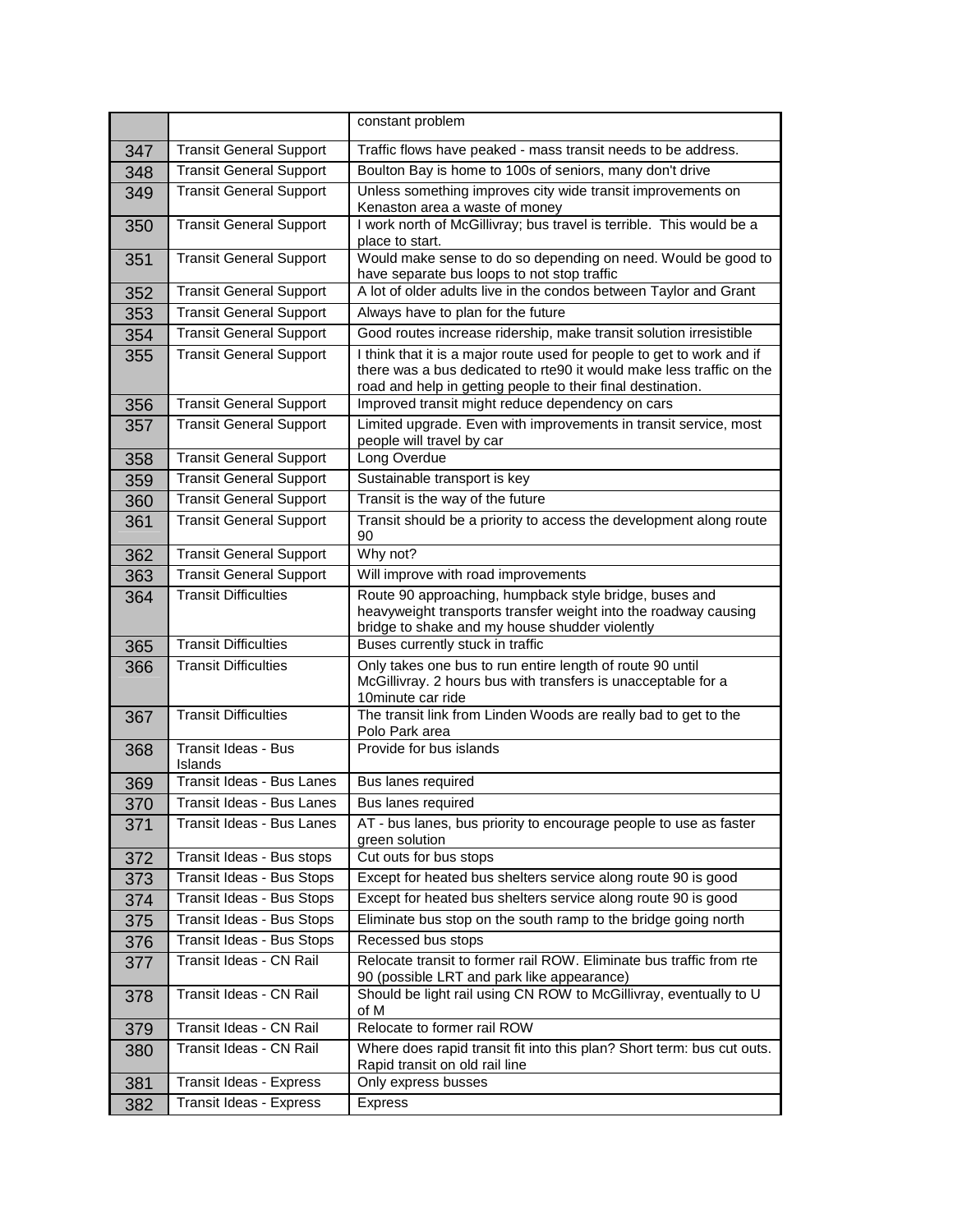|  |  | constant problem |
|---|---|---|
| 347 | Transit General Support | Traffic flows have peaked - mass transit needs to be address. |
| 348 | Transit General Support | Boulton Bay is home to 100s of seniors, many don't drive |
| 349 | Transit General Support | Unless something improves city wide transit improvements on Kenaston area a waste of money |
| 350 | Transit General Support | I work north of McGillivray; bus travel is terrible. This would be a place to start. |
| 351 | Transit General Support | Would make sense to do so depending on need. Would be good to have separate bus loops to not stop traffic |
| 352 | Transit General Support | A lot of older adults live in the condos between Taylor and Grant |
| 353 | Transit General Support | Always have to plan for the future |
| 354 | Transit General Support | Good routes increase ridership, make transit solution irresistible |
| 355 | Transit General Support | I think that it is a major route used for people to get to work and if there was a bus dedicated to rte90 it would make less traffic on the road and help in getting people to their final destination. |
| 356 | Transit General Support | Improved transit might reduce dependency on cars |
| 357 | Transit General Support | Limited upgrade. Even with improvements in transit service, most people will travel by car |
| 358 | Transit General Support | Long Overdue |
| 359 | Transit General Support | Sustainable transport is key |
| 360 | Transit General Support | Transit is the way of the future |
| 361 | Transit General Support | Transit should be a priority to access the development along route 90 |
| 362 | Transit General Support | Why not? |
| 363 | Transit General Support | Will improve with road improvements |
| 364 | Transit Difficulties | Route 90 approaching, humpback style bridge, buses and heavyweight transports transfer weight into the roadway causing bridge to shake and my house shudder violently |
| 365 | Transit Difficulties | Buses currently stuck in traffic |
| 366 | Transit Difficulties | Only takes one bus to run entire length of route 90 until McGillivray. 2 hours bus with transfers is unacceptable for a 10minute car ride |
| 367 | Transit Difficulties | The transit link from Linden Woods are really bad to get to the Polo Park area |
| 368 | Transit Ideas - Bus Islands | Provide for bus islands |
| 369 | Transit Ideas - Bus Lanes | Bus lanes required |
| 370 | Transit Ideas - Bus Lanes | Bus lanes required |
| 371 | Transit Ideas - Bus Lanes | AT - bus lanes, bus priority to encourage people to use as faster green solution |
| 372 | Transit Ideas - Bus stops | Cut outs for bus stops |
| 373 | Transit Ideas - Bus Stops | Except for heated bus shelters service along route 90 is good |
| 374 | Transit Ideas - Bus Stops | Except for heated bus shelters service along route 90 is good |
| 375 | Transit Ideas - Bus Stops | Eliminate bus stop on the south ramp to the bridge going north |
| 376 | Transit Ideas - Bus Stops | Recessed bus stops |
| 377 | Transit Ideas - CN Rail | Relocate transit to former rail ROW. Eliminate bus traffic from rte 90 (possible LRT and park like appearance) |
| 378 | Transit Ideas - CN Rail | Should be light rail using CN ROW to McGillivray, eventually to U of M |
| 379 | Transit Ideas - CN Rail | Relocate to former rail ROW |
| 380 | Transit Ideas - CN Rail | Where does rapid transit fit into this plan? Short term: bus cut outs. Rapid transit on old rail line |
| 381 | Transit Ideas - Express | Only express busses |
| 382 | Transit Ideas - Express | Express |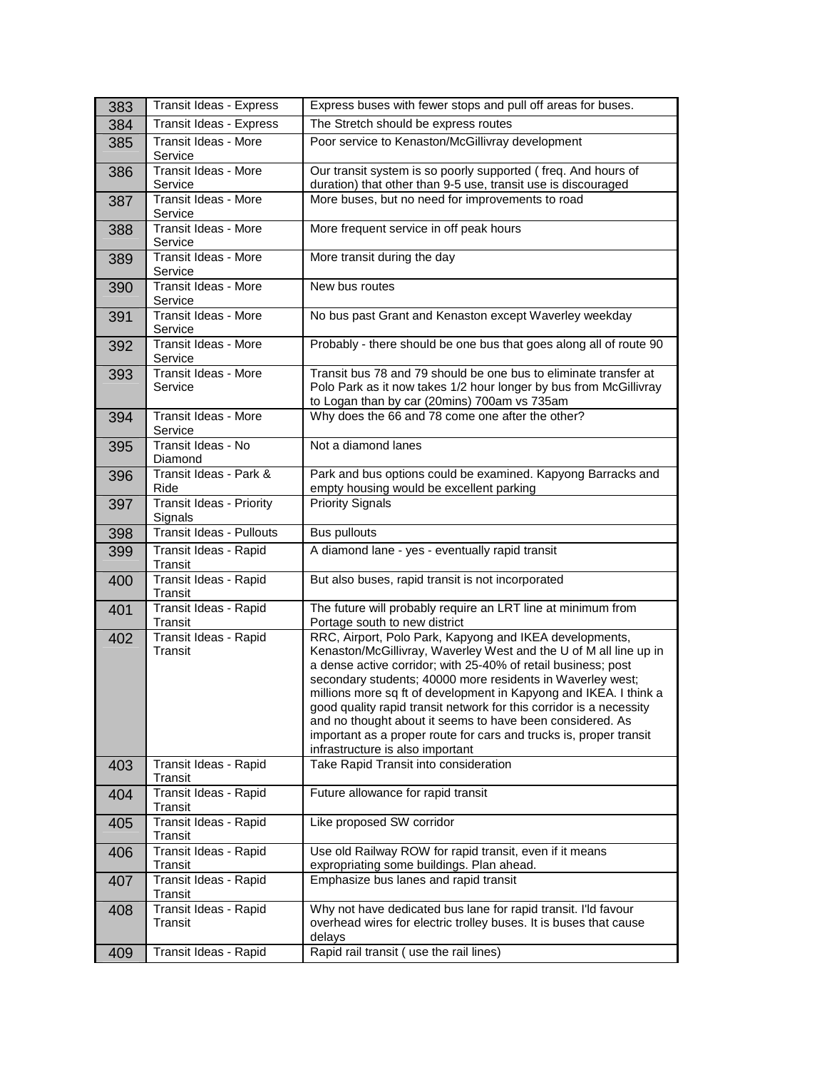| 383 | Transit Ideas - Express | Express buses with fewer stops and pull off areas for buses. |
|---|---|---|
| 384 | Transit Ideas - Express | The Stretch should be express routes |
| 385 | Transit Ideas - More Service | Poor service to Kenaston/McGillivray development |
| 386 | Transit Ideas - More Service | Our transit system is so poorly supported ( freq. And hours of duration) that other than 9-5 use, transit use is discouraged |
| 387 | Transit Ideas - More Service | More buses, but no need for improvements to road |
| 388 | Transit Ideas - More Service | More frequent service in off peak hours |
| 389 | Transit Ideas - More Service | More transit during the day |
| 390 | Transit Ideas - More Service | New bus routes |
| 391 | Transit Ideas - More Service | No bus past Grant and Kenaston except Waverley weekday |
| 392 | Transit Ideas - More Service | Probably - there should be one bus that goes along all of route 90 |
| 393 | Transit Ideas - More Service | Transit bus 78 and 79 should be one bus to eliminate transfer at Polo Park as it now takes 1/2 hour longer by bus from McGillivray to Logan than by car (20mins) 700am vs 735am |
| 394 | Transit Ideas - More Service | Why does the 66 and 78 come one after the other? |
| 395 | Transit Ideas - No Diamond | Not a diamond lanes |
| 396 | Transit Ideas - Park & Ride | Park and bus options could be examined. Kapyong Barracks and empty housing would be excellent parking |
| 397 | Transit Ideas - Priority Signals | Priority Signals |
| 398 | Transit Ideas - Pullouts | Bus pullouts |
| 399 | Transit Ideas - Rapid Transit | A diamond lane - yes - eventually rapid transit |
| 400 | Transit Ideas - Rapid Transit | But also buses, rapid transit is not incorporated |
| 401 | Transit Ideas - Rapid Transit | The future will probably require an LRT line at minimum from Portage south to new district |
| 402 | Transit Ideas - Rapid Transit | RRC, Airport, Polo Park, Kapyong and IKEA developments, Kenaston/McGillivray, Waverley West and the U of M all line up in a dense active corridor; with 25-40% of retail business; post secondary students; 40000 more residents in Waverley west; millions more sq ft of development in Kapyong and IKEA. I think a good quality rapid transit network for this corridor is a necessity and no thought about it seems to have been considered. As important as a proper route for cars and trucks is, proper transit infrastructure is also important |
| 403 | Transit Ideas - Rapid Transit | Take Rapid Transit into consideration |
| 404 | Transit Ideas - Rapid Transit | Future allowance for rapid transit |
| 405 | Transit Ideas - Rapid Transit | Like proposed SW corridor |
| 406 | Transit Ideas - Rapid Transit | Use old Railway ROW for rapid transit, even if it means expropriating some buildings. Plan ahead. |
| 407 | Transit Ideas - Rapid Transit | Emphasize bus lanes and rapid transit |
| 408 | Transit Ideas - Rapid Transit | Why not have dedicated bus lane for rapid transit. I'ld favour overhead wires for electric trolley buses. It is buses that cause delays |
| 409 | Transit Ideas - Rapid | Rapid rail transit ( use the rail lines) |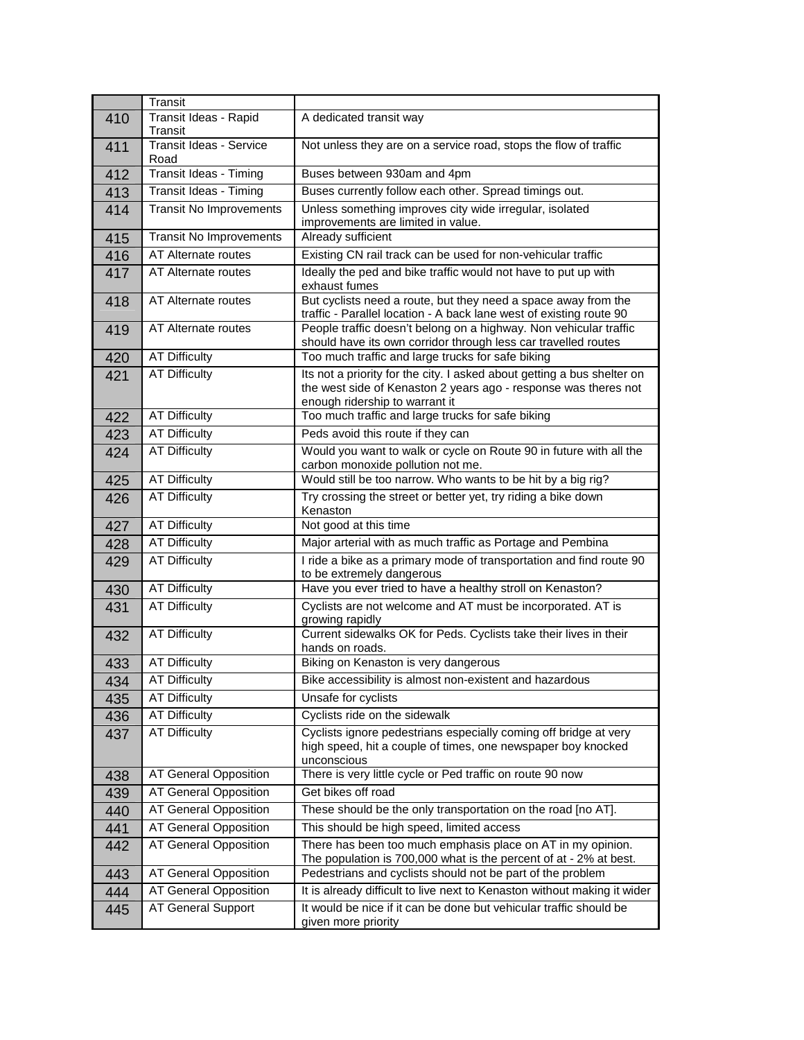| | Transit | |
|---|---|---|
| 410 | Transit Ideas - Rapid Transit | A dedicated transit way |
| 411 | Transit Ideas - Service Road | Not unless they are on a service road, stops the flow of traffic |
| 412 | Transit Ideas - Timing | Buses between 930am and 4pm |
| 413 | Transit Ideas - Timing | Buses currently follow each other. Spread timings out. |
| 414 | Transit No Improvements | Unless something improves city wide irregular, isolated improvements are limited in value. |
| 415 | Transit No Improvements | Already sufficient |
| 416 | AT Alternate routes | Existing CN rail track can be used for non-vehicular traffic |
| 417 | AT Alternate routes | Ideally the ped and bike traffic would not have to put up with exhaust fumes |
| 418 | AT Alternate routes | But cyclists need a route, but they need a space away from the traffic - Parallel location - A back lane west of existing route 90 |
| 419 | AT Alternate routes | People traffic doesn't belong on a highway. Non vehicular traffic should have its own corridor through less car travelled routes |
| 420 | AT Difficulty | Too much traffic and large trucks for safe biking |
| 421 | AT Difficulty | Its not a priority for the city. I asked about getting a bus shelter on the west side of Kenaston 2 years ago - response was theres not enough ridership to warrant it |
| 422 | AT Difficulty | Too much traffic and large trucks for safe biking |
| 423 | AT Difficulty | Peds avoid this route if they can |
| 424 | AT Difficulty | Would you want to walk or cycle on Route 90 in future with all the carbon monoxide pollution not me. |
| 425 | AT Difficulty | Would still be too narrow. Who wants to be hit by a big rig? |
| 426 | AT Difficulty | Try crossing the street or better yet, try riding a bike down Kenaston |
| 427 | AT Difficulty | Not good at this time |
| 428 | AT Difficulty | Major arterial with as much traffic as Portage and Pembina |
| 429 | AT Difficulty | I ride a bike as a primary mode of transportation and find route 90 to be extremely dangerous |
| 430 | AT Difficulty | Have you ever tried to have a healthy stroll on Kenaston? |
| 431 | AT Difficulty | Cyclists are not welcome and AT must be incorporated. AT is growing rapidly |
| 432 | AT Difficulty | Current sidewalks OK for Peds. Cyclists take their lives in their hands on roads. |
| 433 | AT Difficulty | Biking on Kenaston is very dangerous |
| 434 | AT Difficulty | Bike accessibility is almost non-existent and hazardous |
| 435 | AT Difficulty | Unsafe for cyclists |
| 436 | AT Difficulty | Cyclists ride on the sidewalk |
| 437 | AT Difficulty | Cyclists ignore pedestrians especially coming off bridge at very high speed, hit a couple of times, one newspaper boy knocked unconscious |
| 438 | AT General Opposition | There is very little cycle or Ped traffic on route 90 now |
| 439 | AT General Opposition | Get bikes off road |
| 440 | AT General Opposition | These should be the only transportation on the road [no AT]. |
| 441 | AT General Opposition | This should be high speed, limited access |
| 442 | AT General Opposition | There has been too much emphasis place on AT in my opinion. The population is 700,000 what is the percent of at - 2% at best. |
| 443 | AT General Opposition | Pedestrians and cyclists should not be part of the problem |
| 444 | AT General Opposition | It is already difficult to live next to Kenaston without making it wider |
| 445 | AT General Support | It would be nice if it can be done but vehicular traffic should be given more priority |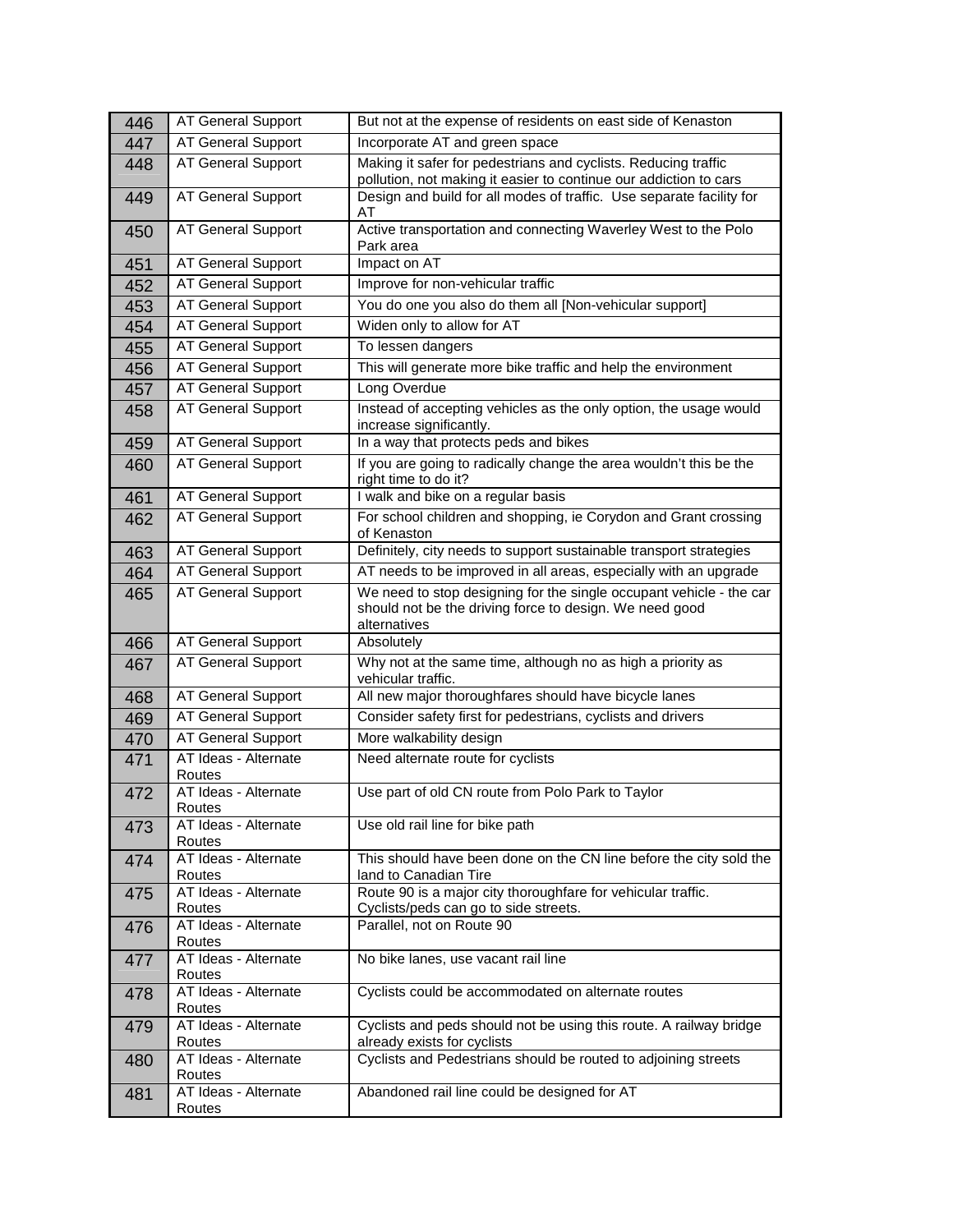| 446 | AT General Support | But not at the expense of residents on east side of Kenaston |
|---|---|---|
| 447 | AT General Support | Incorporate AT and green space |
| 448 | AT General Support | Making it safer for pedestrians and cyclists. Reducing traffic pollution, not making it easier to continue our addiction to cars |
| 449 | AT General Support | Design and build for all modes of traffic. Use separate facility for AT |
| 450 | AT General Support | Active transportation and connecting Waverley West to the Polo Park area |
| 451 | AT General Support | Impact on AT |
| 452 | AT General Support | Improve for non-vehicular traffic |
| 453 | AT General Support | You do one you also do them all [Non-vehicular support] |
| 454 | AT General Support | Widen only to allow for AT |
| 455 | AT General Support | To lessen dangers |
| 456 | AT General Support | This will generate more bike traffic and help the environment |
| 457 | AT General Support | Long Overdue |
| 458 | AT General Support | Instead of accepting vehicles as the only option, the usage would increase significantly. |
| 459 | AT General Support | In a way that protects peds and bikes |
| 460 | AT General Support | If you are going to radically change the area wouldn't this be the right time to do it? |
| 461 | AT General Support | I walk and bike on a regular basis |
| 462 | AT General Support | For school children and shopping, ie Corydon and Grant crossing of Kenaston |
| 463 | AT General Support | Definitely, city needs to support sustainable transport strategies |
| 464 | AT General Support | AT needs to be improved in all areas, especially with an upgrade |
| 465 | AT General Support | We need to stop designing for the single occupant vehicle - the car should not be the driving force to design. We need good alternatives |
| 466 | AT General Support | Absolutely |
| 467 | AT General Support | Why not at the same time, although no as high a priority as vehicular traffic. |
| 468 | AT General Support | All new major thoroughfares should have bicycle lanes |
| 469 | AT General Support | Consider safety first for pedestrians, cyclists and drivers |
| 470 | AT General Support | More walkability design |
| 471 | AT Ideas - Alternate Routes | Need alternate route for cyclists |
| 472 | AT Ideas - Alternate Routes | Use part of old CN route from Polo Park to Taylor |
| 473 | AT Ideas - Alternate Routes | Use old rail line for bike path |
| 474 | AT Ideas - Alternate Routes | This should have been done on the CN line before the city sold the land to Canadian Tire |
| 475 | AT Ideas - Alternate Routes | Route 90 is a major city thoroughfare for vehicular traffic. Cyclists/peds can go to side streets. |
| 476 | AT Ideas - Alternate Routes | Parallel, not on Route 90 |
| 477 | AT Ideas - Alternate Routes | No bike lanes, use vacant rail line |
| 478 | AT Ideas - Alternate Routes | Cyclists could be accommodated on alternate routes |
| 479 | AT Ideas - Alternate Routes | Cyclists and peds should not be using this route. A railway bridge already exists for cyclists |
| 480 | AT Ideas - Alternate Routes | Cyclists and Pedestrians should be routed to adjoining streets |
| 481 | AT Ideas - Alternate Routes | Abandoned rail line could be designed for AT |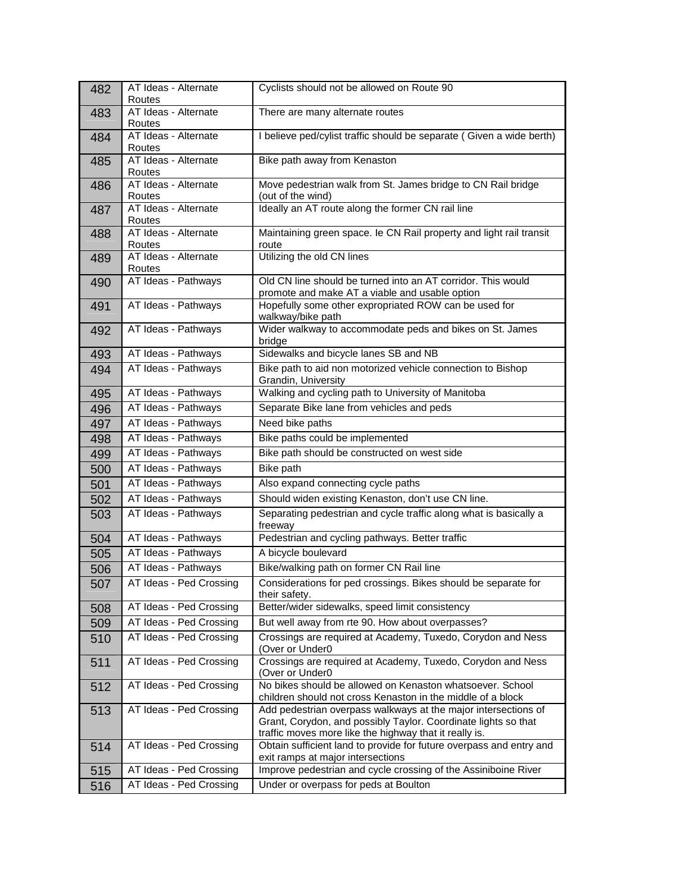| | | |
|---|---|---|
| 482 | AT Ideas - Alternate Routes | Cyclists should not be allowed on Route 90 |
| 483 | AT Ideas - Alternate Routes | There are many alternate routes |
| 484 | AT Ideas - Alternate Routes | I believe ped/cylist traffic should be separate ( Given a wide berth) |
| 485 | AT Ideas - Alternate Routes | Bike path away from Kenaston |
| 486 | AT Ideas - Alternate Routes | Move pedestrian walk from St. James bridge to CN Rail bridge (out of the wind) |
| 487 | AT Ideas - Alternate Routes | Ideally an AT route along the former CN rail line |
| 488 | AT Ideas - Alternate Routes | Maintaining green space. Ie CN Rail property and light rail transit route |
| 489 | AT Ideas - Alternate Routes | Utilizing the old CN lines |
| 490 | AT Ideas - Pathways | Old CN line should be turned into an AT corridor. This would promote and make AT a viable and usable option |
| 491 | AT Ideas - Pathways | Hopefully some other expropriated ROW can be used for walkway/bike path |
| 492 | AT Ideas - Pathways | Wider walkway to accommodate peds and bikes on St. James bridge |
| 493 | AT Ideas - Pathways | Sidewalks and bicycle lanes SB and NB |
| 494 | AT Ideas - Pathways | Bike path to aid non motorized vehicle connection to Bishop Grandin, University |
| 495 | AT Ideas - Pathways | Walking and cycling path to University of Manitoba |
| 496 | AT Ideas - Pathways | Separate Bike lane from vehicles and peds |
| 497 | AT Ideas - Pathways | Need bike paths |
| 498 | AT Ideas - Pathways | Bike paths could be implemented |
| 499 | AT Ideas - Pathways | Bike path should be constructed on west side |
| 500 | AT Ideas - Pathways | Bike path |
| 501 | AT Ideas - Pathways | Also expand connecting cycle paths |
| 502 | AT Ideas - Pathways | Should widen existing Kenaston, don't use CN line. |
| 503 | AT Ideas - Pathways | Separating pedestrian and cycle traffic along what is basically a freeway |
| 504 | AT Ideas - Pathways | Pedestrian and cycling pathways. Better traffic |
| 505 | AT Ideas - Pathways | A bicycle boulevard |
| 506 | AT Ideas - Pathways | Bike/walking path on former CN Rail line |
| 507 | AT Ideas - Ped Crossing | Considerations for ped crossings. Bikes should be separate for their safety. |
| 508 | AT Ideas - Ped Crossing | Better/wider sidewalks, speed limit consistency |
| 509 | AT Ideas - Ped Crossing | But well away from rte 90. How about overpasses? |
| 510 | AT Ideas - Ped Crossing | Crossings are required at Academy, Tuxedo, Corydon and Ness (Over or Under0 |
| 511 | AT Ideas - Ped Crossing | Crossings are required at Academy, Tuxedo, Corydon and Ness (Over or Under0 |
| 512 | AT Ideas - Ped Crossing | No bikes should be allowed on Kenaston whatsoever. School children should not cross Kenaston in the middle of a block |
| 513 | AT Ideas - Ped Crossing | Add pedestrian overpass walkways at the major intersections of Grant, Corydon, and possibly Taylor. Coordinate lights so that traffic moves more like the highway that it really is. |
| 514 | AT Ideas - Ped Crossing | Obtain sufficient land to provide for future overpass and entry and exit ramps at major intersections |
| 515 | AT Ideas - Ped Crossing | Improve pedestrian and cycle crossing of the Assiniboine River |
| 516 | AT Ideas - Ped Crossing | Under or overpass for peds at Boulton |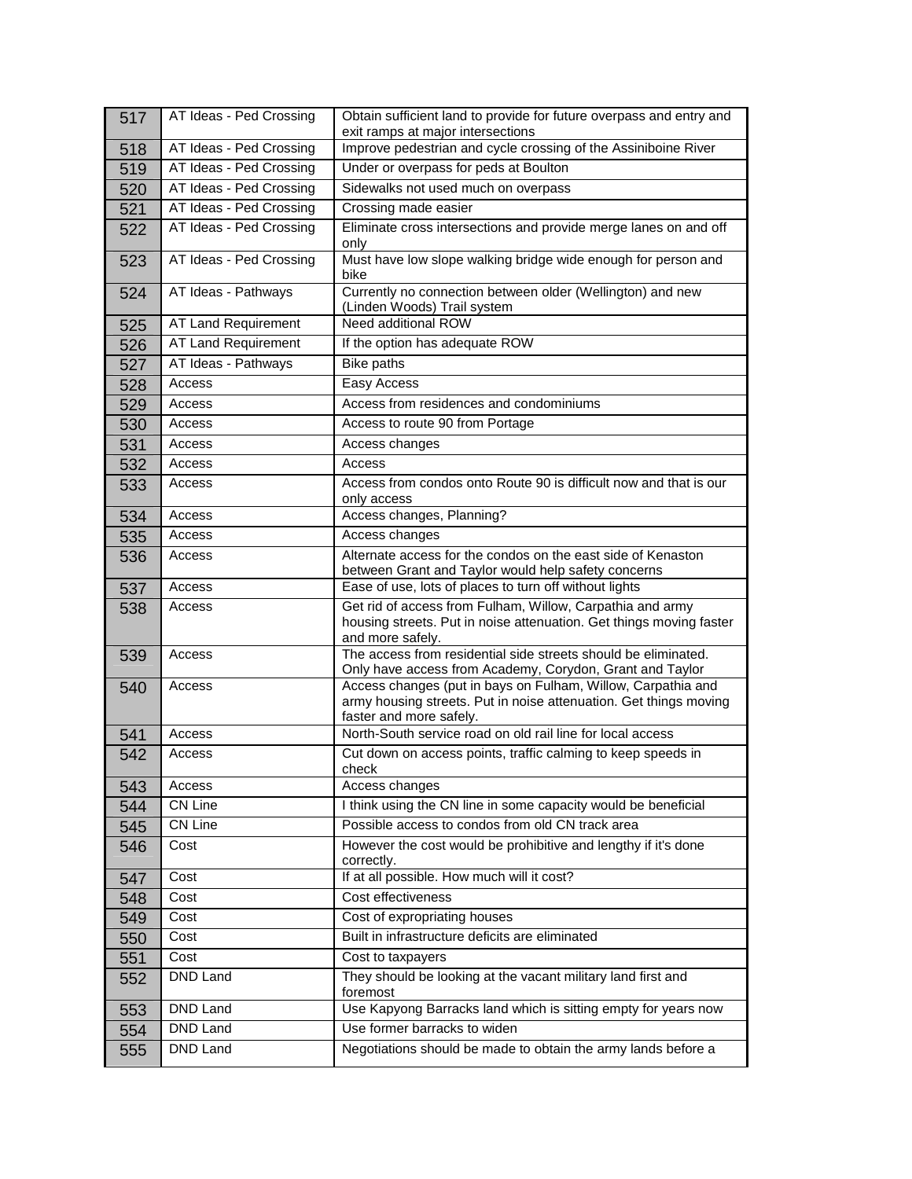| | | |
|---|---|---|
| 517 | AT Ideas - Ped Crossing | Obtain sufficient land to provide for future overpass and entry and exit ramps at major intersections |
| 518 | AT Ideas - Ped Crossing | Improve pedestrian and cycle crossing of the Assiniboine River |
| 519 | AT Ideas - Ped Crossing | Under or overpass for peds at Boulton |
| 520 | AT Ideas - Ped Crossing | Sidewalks not used much on overpass |
| 521 | AT Ideas - Ped Crossing | Crossing made easier |
| 522 | AT Ideas - Ped Crossing | Eliminate cross intersections and provide merge lanes on and off only |
| 523 | AT Ideas - Ped Crossing | Must have low slope walking bridge wide enough for person and bike |
| 524 | AT Ideas - Pathways | Currently no connection between older (Wellington) and new (Linden Woods) Trail system |
| 525 | AT Land Requirement | Need additional ROW |
| 526 | AT Land Requirement | If the option has adequate ROW |
| 527 | AT Ideas - Pathways | Bike paths |
| 528 | Access | Easy Access |
| 529 | Access | Access from residences and condominiums |
| 530 | Access | Access to route 90 from Portage |
| 531 | Access | Access changes |
| 532 | Access | Access |
| 533 | Access | Access from condos onto Route 90 is difficult now and that is our only access |
| 534 | Access | Access changes, Planning? |
| 535 | Access | Access changes |
| 536 | Access | Alternate access for the condos on the east side of Kenaston between Grant and Taylor would help safety concerns |
| 537 | Access | Ease of use, lots of places to turn off without lights |
| 538 | Access | Get rid of access from Fulham, Willow, Carpathia and army housing streets. Put in noise attenuation. Get things moving faster and more safely. |
| 539 | Access | The access from residential side streets should be eliminated. Only have access from Academy, Corydon, Grant and Taylor |
| 540 | Access | Access changes (put in bays on Fulham, Willow, Carpathia and army housing streets. Put in noise attenuation. Get things moving faster and more safely. |
| 541 | Access | North-South service road on old rail line for local access |
| 542 | Access | Cut down on access points, traffic calming to keep speeds in check |
| 543 | Access | Access changes |
| 544 | CN Line | I think using the CN line in some capacity would be beneficial |
| 545 | CN Line | Possible access to condos from old CN track area |
| 546 | Cost | However the cost would be prohibitive and lengthy if it's done correctly. |
| 547 | Cost | If at all possible. How much will it cost? |
| 548 | Cost | Cost effectiveness |
| 549 | Cost | Cost of expropriating houses |
| 550 | Cost | Built in infrastructure deficits are eliminated |
| 551 | Cost | Cost to taxpayers |
| 552 | DND Land | They should be looking at the vacant military land first and foremost |
| 553 | DND Land | Use Kapyong Barracks land which is sitting empty for years now |
| 554 | DND Land | Use former barracks to widen |
| 555 | DND Land | Negotiations should be made to obtain the army lands before a |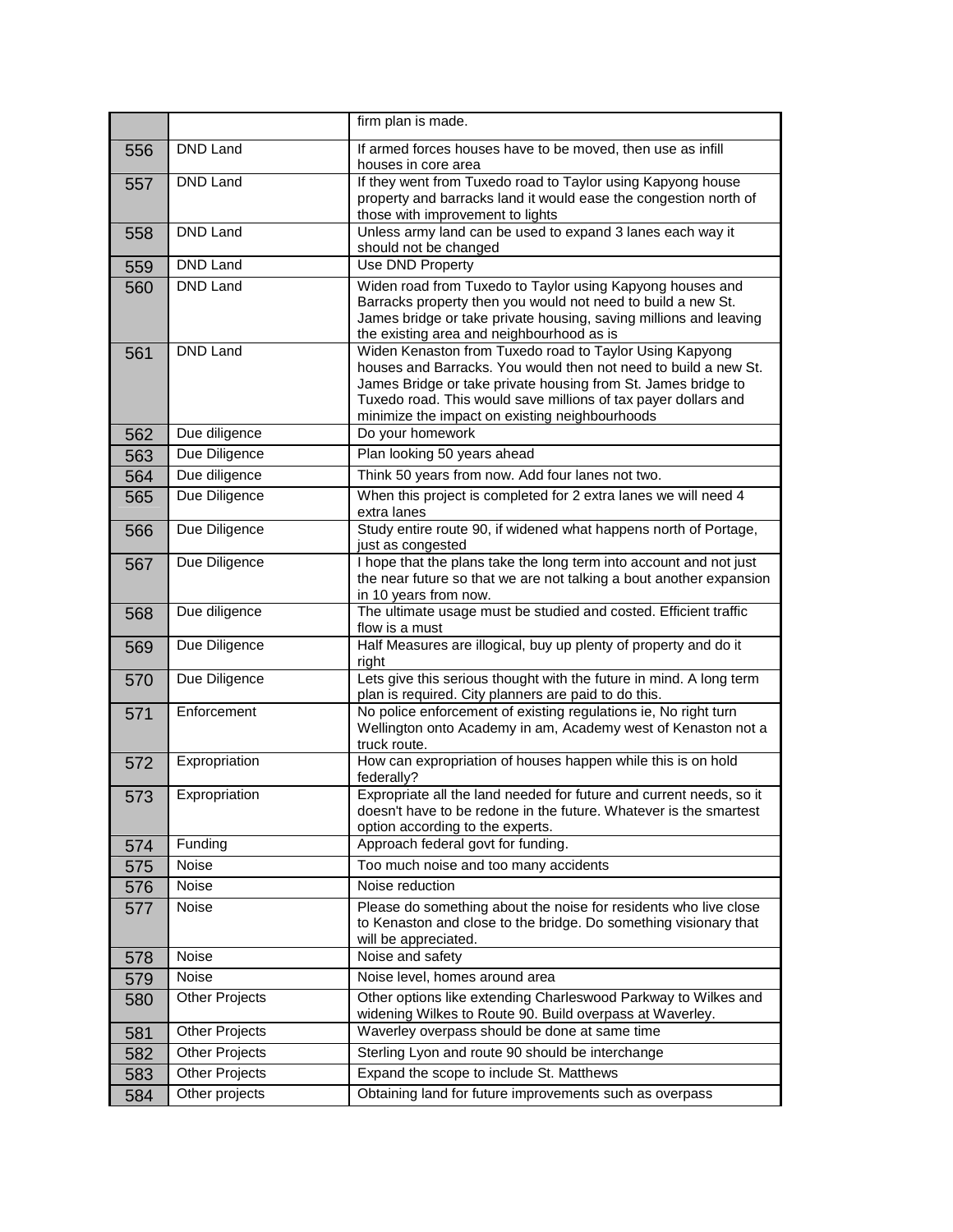| | | |
|---|---|---|
| | | firm plan is made. |
| 556 | DND Land | If armed forces houses have to be moved, then use as infill houses in core area |
| 557 | DND Land | If they went from Tuxedo road to Taylor using Kapyong house property and barracks land it would ease the congestion north of those with improvement to lights |
| 558 | DND Land | Unless army land can be used to expand 3 lanes each way it should not be changed |
| 559 | DND Land | Use DND Property |
| 560 | DND Land | Widen road from Tuxedo to Taylor using Kapyong houses and Barracks property then you would not need to build a new St. James bridge or take private housing, saving millions and leaving the existing area and neighbourhood as is |
| 561 | DND Land | Widen Kenaston from Tuxedo road to Taylor Using Kapyong houses and Barracks. You would then not need to build a new St. James Bridge or take private housing from St. James bridge to Tuxedo road. This would save millions of tax payer dollars and minimize the impact on existing neighbourhoods |
| 562 | Due diligence | Do your homework |
| 563 | Due Diligence | Plan looking 50 years ahead |
| 564 | Due diligence | Think 50 years from now. Add four lanes not two. |
| 565 | Due Diligence | When this project is completed for 2 extra lanes we will need 4 extra lanes |
| 566 | Due Diligence | Study entire route 90, if widened what happens north of Portage, just as congested |
| 567 | Due Diligence | I hope that the plans take the long term into account and not just the near future so that we are not talking a bout another expansion in 10 years from now. |
| 568 | Due diligence | The ultimate usage must be studied and costed. Efficient traffic flow is a must |
| 569 | Due Diligence | Half Measures are illogical, buy up plenty of property and do it right |
| 570 | Due Diligence | Lets give this serious thought with the future in mind. A long term plan is required. City planners are paid to do this. |
| 571 | Enforcement | No police enforcement of existing regulations ie, No right turn Wellington onto Academy in am, Academy west of Kenaston not a truck route. |
| 572 | Expropriation | How can expropriation of houses happen while this is on hold federally? |
| 573 | Expropriation | Expropriate all the land needed for future and current needs, so it doesn't have to be redone in the future. Whatever is the smartest option according to the experts. |
| 574 | Funding | Approach federal govt for funding. |
| 575 | Noise | Too much noise and too many accidents |
| 576 | Noise | Noise reduction |
| 577 | Noise | Please do something about the noise for residents who live close to Kenaston and close to the bridge. Do something visionary that will be appreciated. |
| 578 | Noise | Noise and safety |
| 579 | Noise | Noise level, homes around area |
| 580 | Other Projects | Other options like extending Charleswood Parkway to Wilkes and widening Wilkes to Route 90. Build overpass at Waverley. |
| 581 | Other Projects | Waverley overpass should be done at same time |
| 582 | Other Projects | Sterling Lyon and route 90 should be interchange |
| 583 | Other Projects | Expand the scope to include St. Matthews |
| 584 | Other projects | Obtaining land for future improvements such as overpass |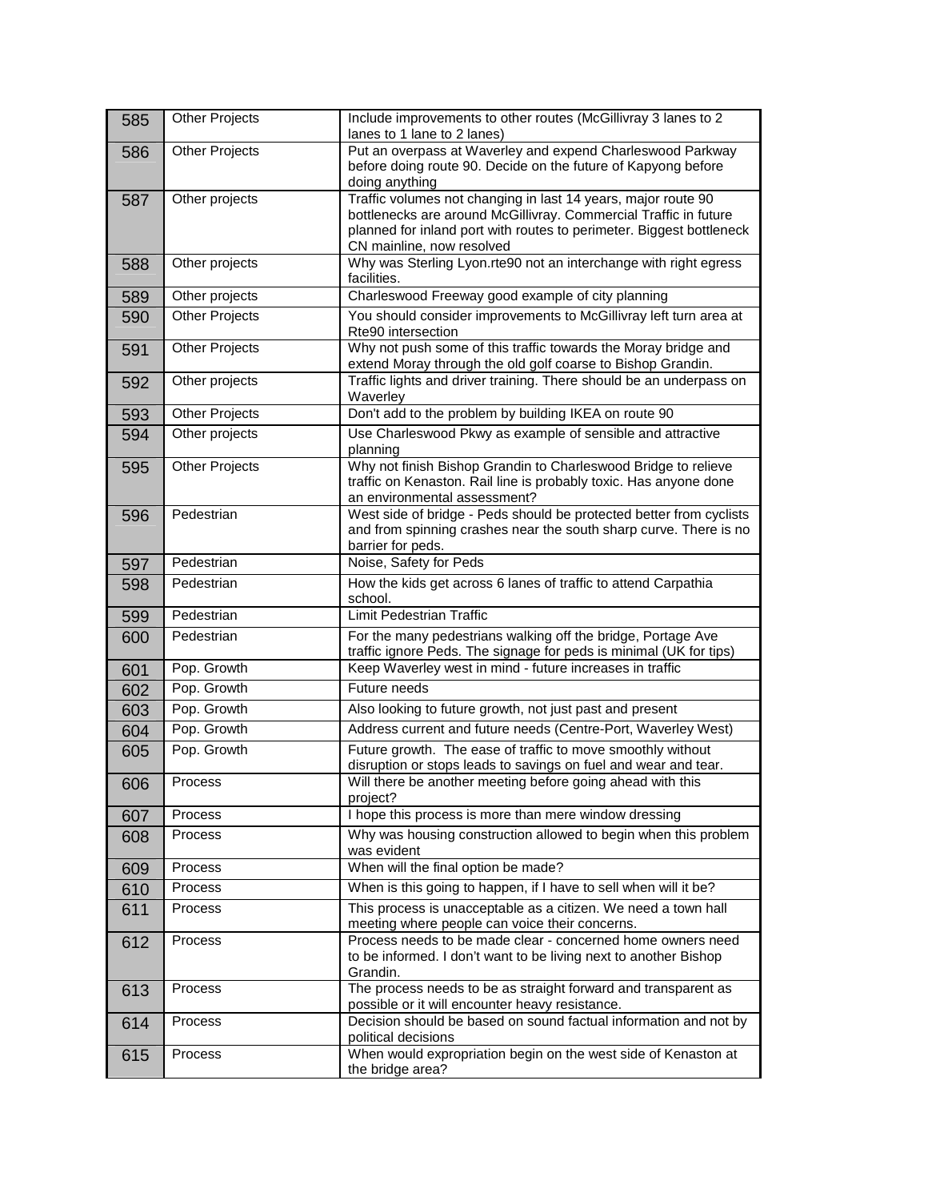| 585 | Other Projects | Include improvements to other routes (McGillivray 3 lanes to 2 lanes to 1 lane to 2 lanes) |
|---|---|---|
| 586 | Other Projects | Put an overpass at Waverley and expend Charleswood Parkway before doing route 90. Decide on the future of Kapyong before doing anything |
| 587 | Other projects | Traffic volumes not changing in last 14 years, major route 90 bottlenecks are around McGillivray. Commercial Traffic in future planned for inland port with routes to perimeter. Biggest bottleneck CN mainline, now resolved |
| 588 | Other projects | Why was Sterling Lyon.rte90 not an interchange with right egress facilities. |
| 589 | Other projects | Charleswood Freeway good example of city planning |
| 590 | Other Projects | You should consider improvements to McGillivray left turn area at Rte90 intersection |
| 591 | Other Projects | Why not push some of this traffic towards the Moray bridge and extend Moray through the old golf coarse to Bishop Grandin. |
| 592 | Other projects | Traffic lights and driver training. There should be an underpass on Waverley |
| 593 | Other Projects | Don't add to the problem by building IKEA on route 90 |
| 594 | Other projects | Use Charleswood Pkwy as example of sensible and attractive planning |
| 595 | Other Projects | Why not finish Bishop Grandin to Charleswood Bridge to relieve traffic on Kenaston. Rail line is probably toxic. Has anyone done an environmental assessment? |
| 596 | Pedestrian | West side of bridge - Peds should be protected better from cyclists and from spinning crashes near the south sharp curve. There is no barrier for peds. |
| 597 | Pedestrian | Noise, Safety for Peds |
| 598 | Pedestrian | How the kids get across 6 lanes of traffic to attend Carpathia school. |
| 599 | Pedestrian | Limit Pedestrian Traffic |
| 600 | Pedestrian | For the many pedestrians walking off the bridge, Portage Ave traffic ignore Peds. The signage for peds is minimal (UK for tips) |
| 601 | Pop. Growth | Keep Waverley west in mind - future increases in traffic |
| 602 | Pop. Growth | Future needs |
| 603 | Pop. Growth | Also looking to future growth, not just past and present |
| 604 | Pop. Growth | Address current and future needs (Centre-Port, Waverley West) |
| 605 | Pop. Growth | Future growth. The ease of traffic to move smoothly without disruption or stops leads to savings on fuel and wear and tear. |
| 606 | Process | Will there be another meeting before going ahead with this project? |
| 607 | Process | I hope this process is more than mere window dressing |
| 608 | Process | Why was housing construction allowed to begin when this problem was evident |
| 609 | Process | When will the final option be made? |
| 610 | Process | When is this going to happen, if I have to sell when will it be? |
| 611 | Process | This process is unacceptable as a citizen. We need a town hall meeting where people can voice their concerns. |
| 612 | Process | Process needs to be made clear - concerned home owners need to be informed. I don't want to be living next to another Bishop Grandin. |
| 613 | Process | The process needs to be as straight forward and transparent as possible or it will encounter heavy resistance. |
| 614 | Process | Decision should be based on sound factual information and not by political decisions |
| 615 | Process | When would expropriation begin on the west side of Kenaston at the bridge area? |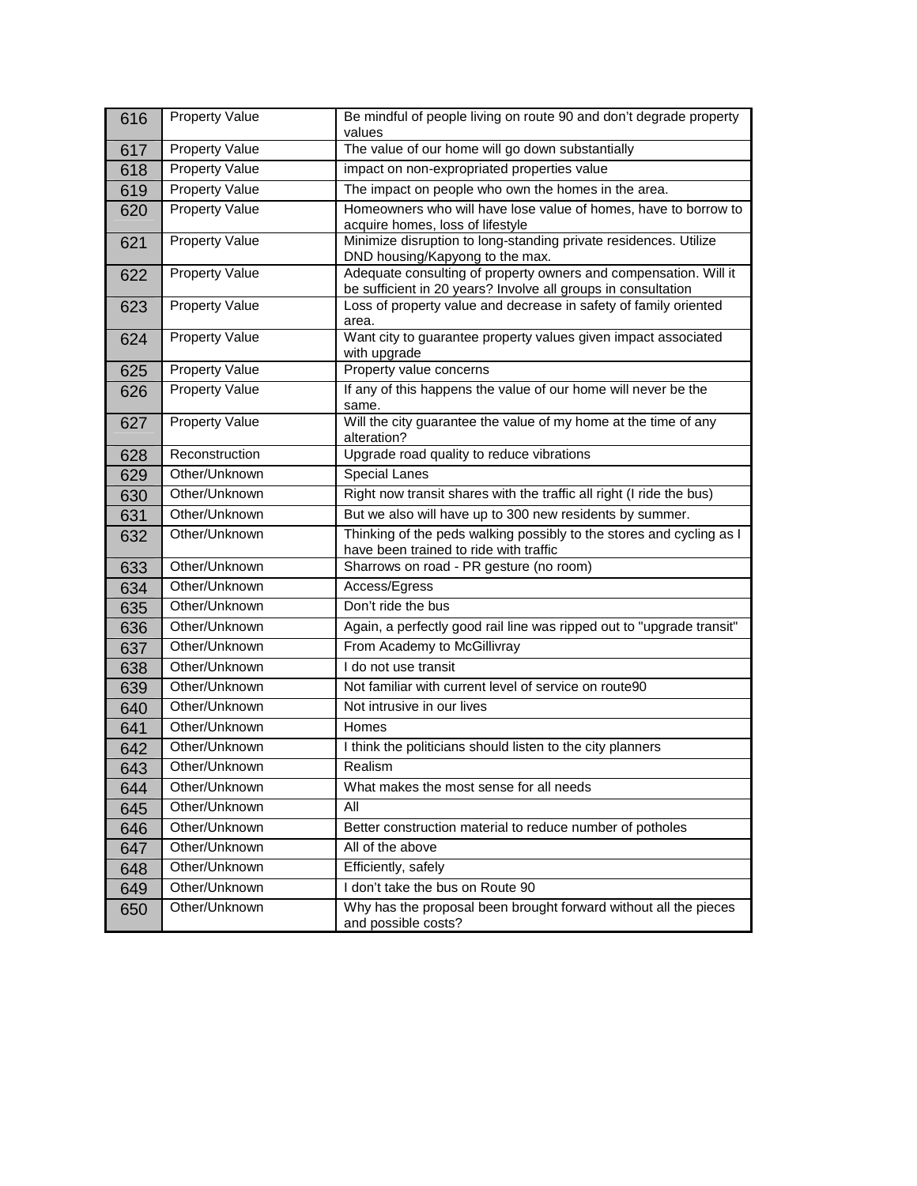| | | |
|---|---|---|
| 616 | Property Value | Be mindful of people living on route 90 and don't degrade property values |
| 617 | Property Value | The value of our home will go down substantially |
| 618 | Property Value | impact on non-expropriated properties value |
| 619 | Property Value | The impact on people who own the homes in the area. |
| 620 | Property Value | Homeowners who will have lose value of homes, have to borrow to acquire homes, loss of lifestyle |
| 621 | Property Value | Minimize disruption to long-standing private residences. Utilize DND housing/Kapyong to the max. |
| 622 | Property Value | Adequate consulting of property owners and compensation. Will it be sufficient in 20 years? Involve all groups in consultation |
| 623 | Property Value | Loss of property value and decrease in safety of family oriented area. |
| 624 | Property Value | Want city to guarantee property values given impact associated with upgrade |
| 625 | Property Value | Property value concerns |
| 626 | Property Value | If any of this happens the value of our home will never be the same. |
| 627 | Property Value | Will the city guarantee the value of my home at the time of any alteration? |
| 628 | Reconstruction | Upgrade road quality to reduce vibrations |
| 629 | Other/Unknown | Special Lanes |
| 630 | Other/Unknown | Right now transit shares with the traffic all right (I ride the bus) |
| 631 | Other/Unknown | But we also will have up to 300 new residents by summer. |
| 632 | Other/Unknown | Thinking of the peds walking possibly to the stores and cycling as I have been trained to ride with traffic |
| 633 | Other/Unknown | Sharrows on road - PR gesture (no room) |
| 634 | Other/Unknown | Access/Egress |
| 635 | Other/Unknown | Don't ride the bus |
| 636 | Other/Unknown | Again, a perfectly good rail line was ripped out to "upgrade transit" |
| 637 | Other/Unknown | From Academy to McGillivray |
| 638 | Other/Unknown | I do not use transit |
| 639 | Other/Unknown | Not familiar with current level of service on route90 |
| 640 | Other/Unknown | Not intrusive in our lives |
| 641 | Other/Unknown | Homes |
| 642 | Other/Unknown | I think the politicians should listen to the city planners |
| 643 | Other/Unknown | Realism |
| 644 | Other/Unknown | What makes the most sense for all needs |
| 645 | Other/Unknown | All |
| 646 | Other/Unknown | Better construction material to reduce number of potholes |
| 647 | Other/Unknown | All of the above |
| 648 | Other/Unknown | Efficiently, safely |
| 649 | Other/Unknown | I don't take the bus on Route 90 |
| 650 | Other/Unknown | Why has the proposal been brought forward without all the pieces and possible costs? |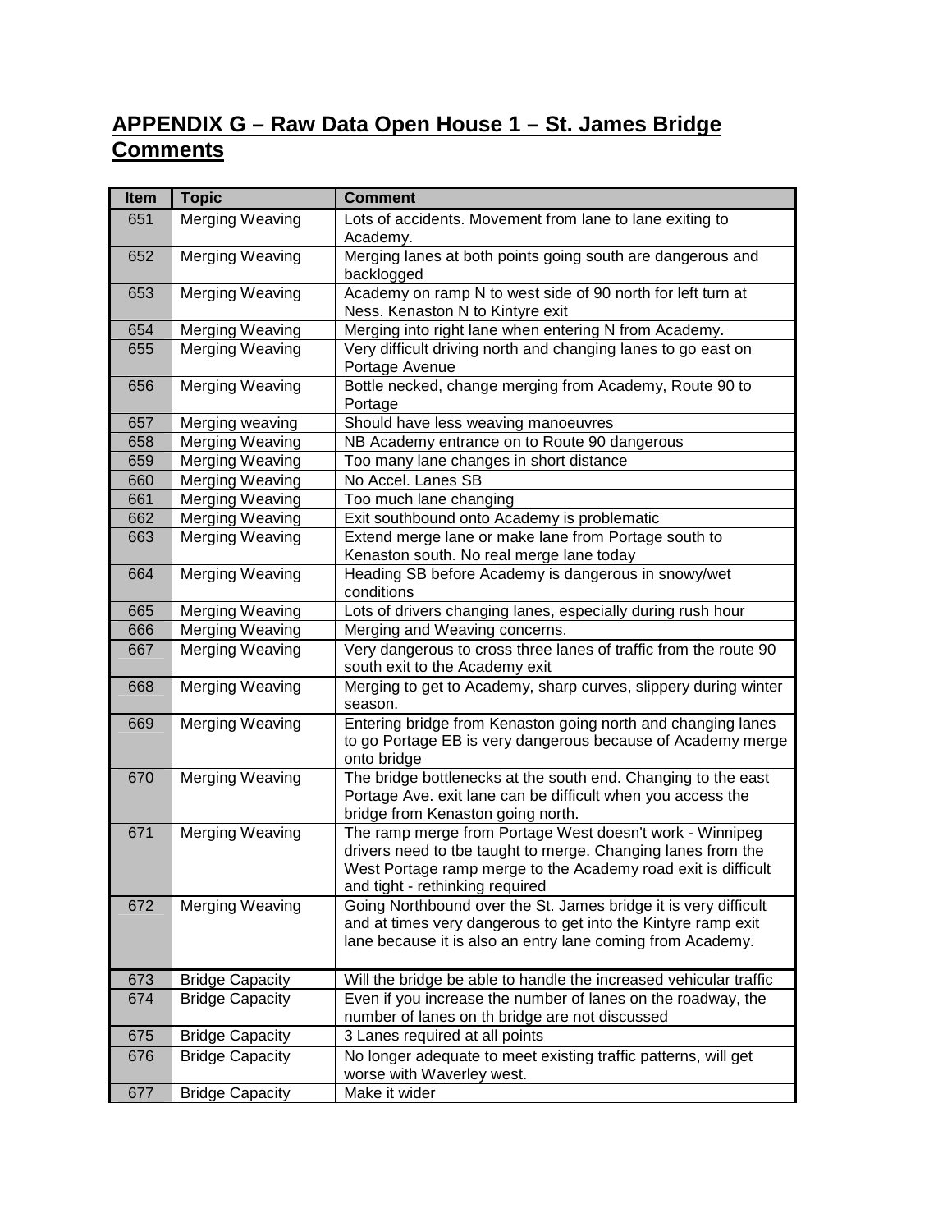## APPENDIX G – Raw Data Open House 1 – St. James Bridge Comments

| Item | Topic | Comment |
|---|---|---|
| 651 | Merging Weaving | Lots of accidents. Movement from lane to lane exiting to Academy. |
| 652 | Merging Weaving | Merging lanes at both points going south are dangerous and backlogged |
| 653 | Merging Weaving | Academy on ramp N to west side of 90 north for left turn at Ness. Kenaston N to Kintyre exit |
| 654 | Merging Weaving | Merging into right lane when entering N from Academy. |
| 655 | Merging Weaving | Very difficult driving north and changing lanes to go east on Portage Avenue |
| 656 | Merging Weaving | Bottle necked, change merging from Academy, Route 90 to Portage |
| 657 | Merging weaving | Should have less weaving manoeuvres |
| 658 | Merging Weaving | NB Academy entrance on to Route 90 dangerous |
| 659 | Merging Weaving | Too many lane changes in short distance |
| 660 | Merging Weaving | No Accel. Lanes SB |
| 661 | Merging Weaving | Too much lane changing |
| 662 | Merging Weaving | Exit southbound onto Academy is problematic |
| 663 | Merging Weaving | Extend merge lane or make lane from Portage south to Kenaston south. No real merge lane today |
| 664 | Merging Weaving | Heading SB before Academy is dangerous in snowy/wet conditions |
| 665 | Merging Weaving | Lots of drivers changing lanes, especially during rush hour |
| 666 | Merging Weaving | Merging and Weaving concerns. |
| 667 | Merging Weaving | Very dangerous to cross three lanes of traffic from the route 90 south exit to the Academy exit |
| 668 | Merging Weaving | Merging to get to Academy, sharp curves, slippery during winter season. |
| 669 | Merging Weaving | Entering bridge from Kenaston going north and changing lanes to go Portage EB is very dangerous because of Academy merge onto bridge |
| 670 | Merging Weaving | The bridge bottlenecks at the south end. Changing to the east Portage Ave. exit lane can be difficult when you access the bridge from Kenaston going north. |
| 671 | Merging Weaving | The ramp merge from Portage West doesn't work - Winnipeg drivers need to tbe taught to merge. Changing lanes from the West Portage ramp merge to the Academy road exit is difficult and tight - rethinking required |
| 672 | Merging Weaving | Going Northbound over the St. James bridge it is very difficult and at times very dangerous to get into the Kintyre ramp exit lane because it is also an entry lane coming from Academy. |
| 673 | Bridge Capacity | Will the bridge be able to handle the increased vehicular traffic |
| 674 | Bridge Capacity | Even if you increase the number of lanes on the roadway, the number of lanes on th bridge are not discussed |
| 675 | Bridge Capacity | 3 Lanes required at all points |
| 676 | Bridge Capacity | No longer adequate to meet existing traffic patterns, will get worse with Waverley west. |
| 677 | Bridge Capacity | Make it wider |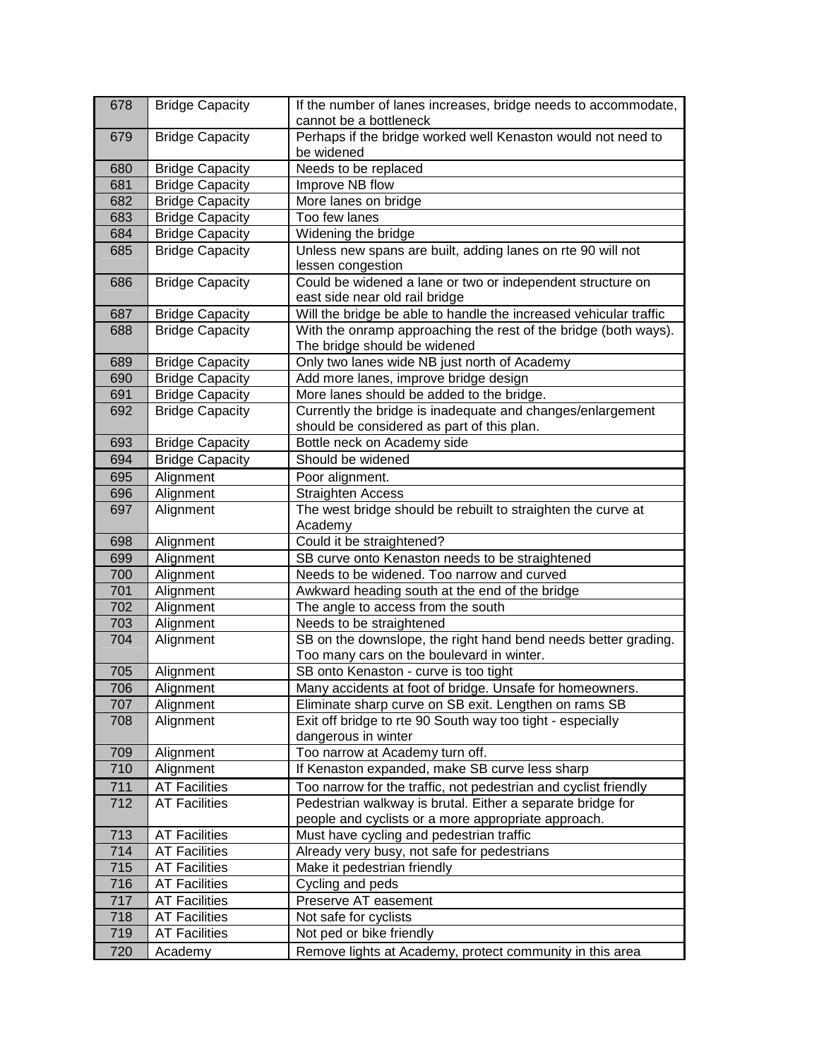| 678 | Bridge Capacity | If the number of lanes increases, bridge needs to accommodate, cannot be a bottleneck |
|---|---|---|
| 679 | Bridge Capacity | Perhaps if the bridge worked well Kenaston would not need to be widened |
| 680 | Bridge Capacity | Needs to be replaced |
| 681 | Bridge Capacity | Improve NB flow |
| 682 | Bridge Capacity | More lanes on bridge |
| 683 | Bridge Capacity | Too few lanes |
| 684 | Bridge Capacity | Widening the bridge |
| 685 | Bridge Capacity | Unless new spans are built, adding lanes on rte 90 will not lessen congestion |
| 686 | Bridge Capacity | Could be widened a lane or two or independent structure on east side near old rail bridge |
| 687 | Bridge Capacity | Will the bridge be able to handle the increased vehicular traffic |
| 688 | Bridge Capacity | With the onramp approaching the rest of the bridge (both ways). The bridge should be widened |
| 689 | Bridge Capacity | Only two lanes wide NB just north of Academy |
| 690 | Bridge Capacity | Add more lanes, improve bridge design |
| 691 | Bridge Capacity | More lanes should be added to the bridge. |
| 692 | Bridge Capacity | Currently the bridge is inadequate and changes/enlargement should be considered as part of this plan. |
| 693 | Bridge Capacity | Bottle neck on Academy side |
| 694 | Bridge Capacity | Should be widened |
| 695 | Alignment | Poor alignment. |
| 696 | Alignment | Straighten Access |
| 697 | Alignment | The west bridge should be rebuilt to straighten the curve at Academy |
| 698 | Alignment | Could it be straightened? |
| 699 | Alignment | SB curve onto Kenaston needs to be straightened |
| 700 | Alignment | Needs to be widened. Too narrow and curved |
| 701 | Alignment | Awkward heading south at the end of the bridge |
| 702 | Alignment | The angle to access from the south |
| 703 | Alignment | Needs to be straightened |
| 704 | Alignment | SB on the downslope, the right hand bend needs better grading. Too many cars on the boulevard in winter. |
| 705 | Alignment | SB onto Kenaston - curve is too tight |
| 706 | Alignment | Many accidents at foot of bridge. Unsafe for homeowners. |
| 707 | Alignment | Eliminate sharp curve on SB exit. Lengthen on rams SB |
| 708 | Alignment | Exit off bridge to rte 90 South way too tight - especially dangerous in winter |
| 709 | Alignment | Too narrow at Academy turn off. |
| 710 | Alignment | If Kenaston expanded, make SB curve less sharp |
| 711 | AT Facilities | Too narrow for the traffic, not pedestrian and cyclist friendly |
| 712 | AT Facilities | Pedestrian walkway is brutal. Either a separate bridge for people and cyclists or a more appropriate approach. |
| 713 | AT Facilities | Must have cycling and pedestrian traffic |
| 714 | AT Facilities | Already very busy, not safe for pedestrians |
| 715 | AT Facilities | Make it pedestrian friendly |
| 716 | AT Facilities | Cycling and peds |
| 717 | AT Facilities | Preserve AT easement |
| 718 | AT Facilities | Not safe for cyclists |
| 719 | AT Facilities | Not ped or bike friendly |
| 720 | Academy | Remove lights at Academy, protect community in this area |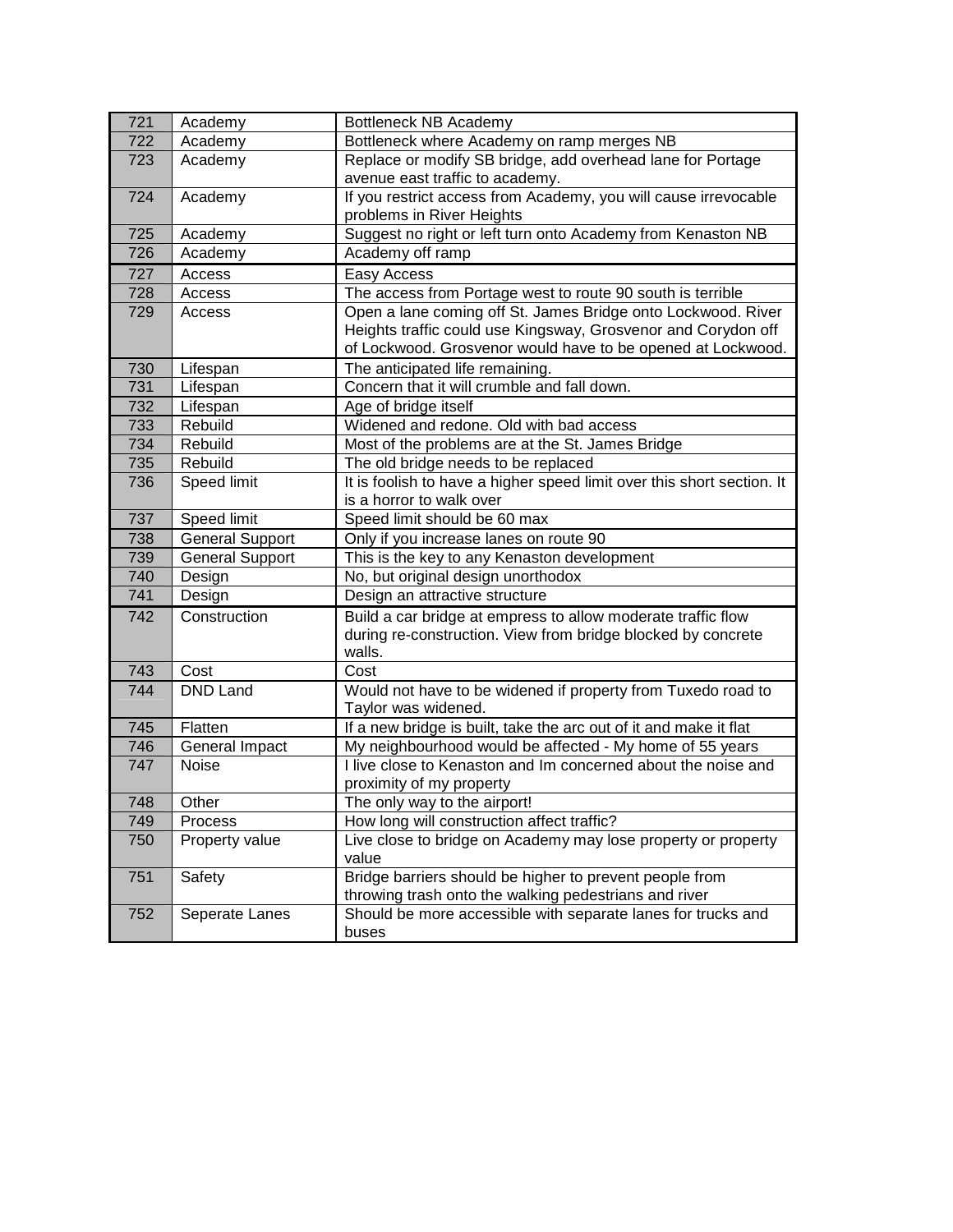| | | |
|---|---|---|
| 721 | Academy | Bottleneck NB Academy |
| 722 | Academy | Bottleneck where Academy on ramp merges NB |
| 723 | Academy | Replace or modify SB bridge, add overhead lane for Portage avenue east traffic to academy. |
| 724 | Academy | If you restrict access from Academy, you will cause irrevocable problems in River Heights |
| 725 | Academy | Suggest no right or left turn onto Academy from Kenaston NB |
| 726 | Academy | Academy off ramp |
| 727 | Access | Easy Access |
| 728 | Access | The access from Portage west to route 90 south is terrible |
| 729 | Access | Open a lane coming off St. James Bridge onto Lockwood. River Heights traffic could use Kingsway, Grosvenor and Corydon off of Lockwood. Grosvenor would have to be opened at Lockwood. |
| 730 | Lifespan | The anticipated life remaining. |
| 731 | Lifespan | Concern that it will crumble and fall down. |
| 732 | Lifespan | Age of bridge itself |
| 733 | Rebuild | Widened and redone. Old with bad access |
| 734 | Rebuild | Most of the problems are at the St. James Bridge |
| 735 | Rebuild | The old bridge needs to be replaced |
| 736 | Speed limit | It is foolish to have a higher speed limit over this short section. It is a horror to walk over |
| 737 | Speed limit | Speed limit should be 60 max |
| 738 | General Support | Only if you increase lanes on route 90 |
| 739 | General Support | This is the key to any Kenaston development |
| 740 | Design | No, but original design unorthodox |
| 741 | Design | Design an attractive structure |
| 742 | Construction | Build a car bridge at empress to allow moderate traffic flow during re-construction. View from bridge blocked by concrete walls. |
| 743 | Cost | Cost |
| 744 | DND Land | Would not have to be widened if property from Tuxedo road to Taylor was widened. |
| 745 | Flatten | If a new bridge is built, take the arc out of it and make it flat |
| 746 | General Impact | My neighbourhood would be affected - My home of 55 years |
| 747 | Noise | I live close to Kenaston and Im concerned about the noise and proximity of my property |
| 748 | Other | The only way to the airport! |
| 749 | Process | How long will construction affect traffic? |
| 750 | Property value | Live close to bridge on Academy may lose property or property value |
| 751 | Safety | Bridge barriers should be higher to prevent people from throwing trash onto the walking pedestrians and river |
| 752 | Seperate Lanes | Should be more accessible with separate lanes for trucks and buses |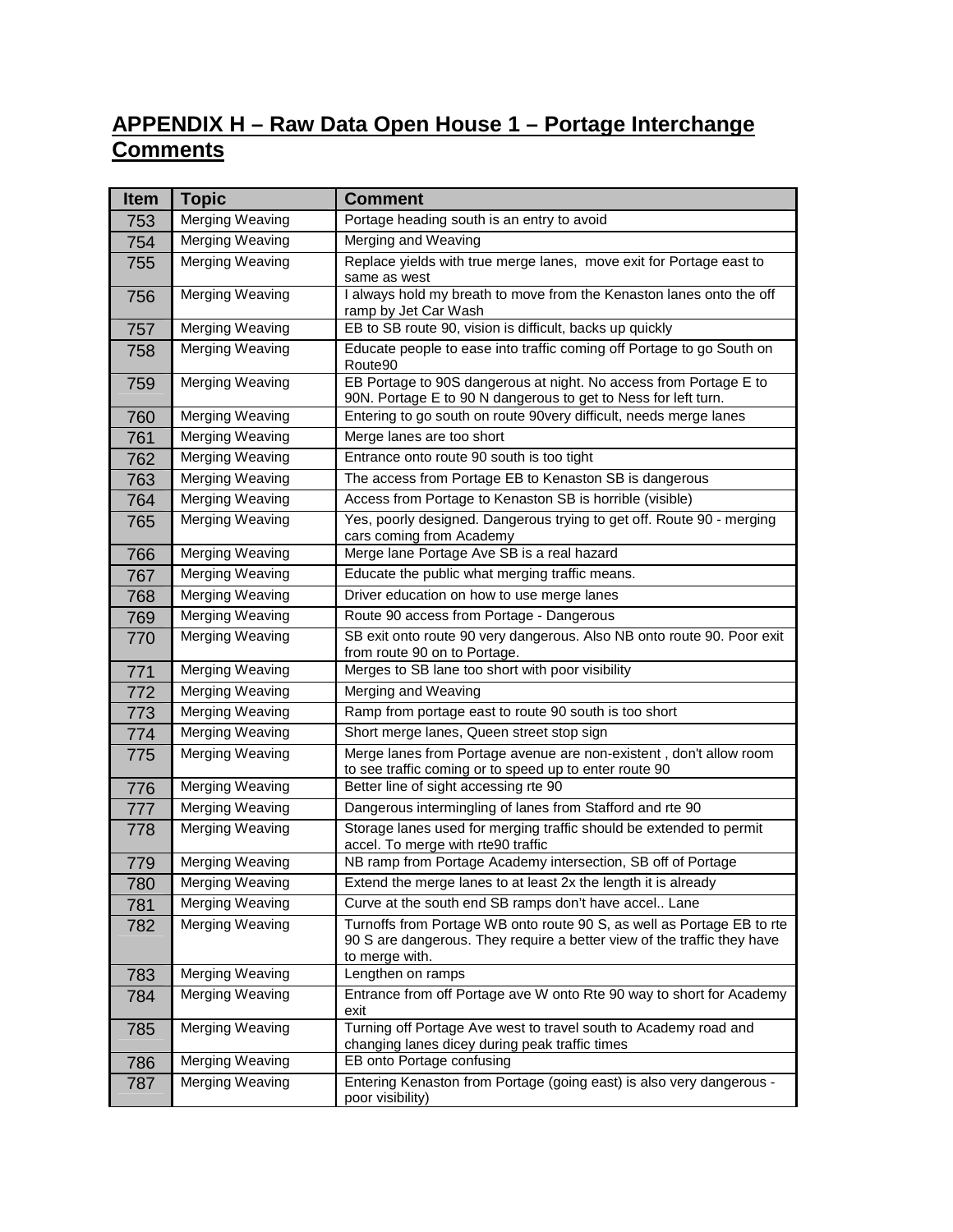## APPENDIX H – Raw Data Open House 1 – Portage Interchange Comments

| Item | Topic | Comment |
|---|---|---|
| 753 | Merging Weaving | Portage heading south is an entry to avoid |
| 754 | Merging Weaving | Merging and Weaving |
| 755 | Merging Weaving | Replace yields with true merge lanes, move exit for Portage east to same as west |
| 756 | Merging Weaving | I always hold my breath to move from the Kenaston lanes onto the off ramp by Jet Car Wash |
| 757 | Merging Weaving | EB to SB route 90, vision is difficult, backs up quickly |
| 758 | Merging Weaving | Educate people to ease into traffic coming off Portage to go South on Route90 |
| 759 | Merging Weaving | EB Portage to 90S dangerous at night. No access from Portage E to 90N. Portage E to 90 N dangerous to get to Ness for left turn. |
| 760 | Merging Weaving | Entering to go south on route 90very difficult, needs merge lanes |
| 761 | Merging Weaving | Merge lanes are too short |
| 762 | Merging Weaving | Entrance onto route 90 south is too tight |
| 763 | Merging Weaving | The access from Portage EB to Kenaston SB is dangerous |
| 764 | Merging Weaving | Access from Portage to Kenaston SB is horrible (visible) |
| 765 | Merging Weaving | Yes, poorly designed. Dangerous trying to get off. Route 90 - merging cars coming from Academy |
| 766 | Merging Weaving | Merge lane Portage Ave SB is a real hazard |
| 767 | Merging Weaving | Educate the public what merging traffic means. |
| 768 | Merging Weaving | Driver education on how to use merge lanes |
| 769 | Merging Weaving | Route 90 access from Portage - Dangerous |
| 770 | Merging Weaving | SB exit onto route 90 very dangerous. Also NB onto route 90. Poor exit from route 90 on to Portage. |
| 771 | Merging Weaving | Merges to SB lane too short with poor visibility |
| 772 | Merging Weaving | Merging and Weaving |
| 773 | Merging Weaving | Ramp from portage east to route 90 south is too short |
| 774 | Merging Weaving | Short merge lanes, Queen street stop sign |
| 775 | Merging Weaving | Merge lanes from Portage avenue are non-existent , don't allow room to see traffic coming or to speed up to enter route 90 |
| 776 | Merging Weaving | Better line of sight accessing rte 90 |
| 777 | Merging Weaving | Dangerous intermingling of lanes from Stafford and rte 90 |
| 778 | Merging Weaving | Storage lanes used for merging traffic should be extended to permit accel. To merge with rte90 traffic |
| 779 | Merging Weaving | NB ramp from Portage Academy intersection, SB off of Portage |
| 780 | Merging Weaving | Extend the merge lanes to at least 2x the length it is already |
| 781 | Merging Weaving | Curve at the south end SB ramps don't have accel.. Lane |
| 782 | Merging Weaving | Turnoffs from Portage WB onto route 90 S, as well as Portage EB to rte 90 S are dangerous. They require a better view of the traffic they have to merge with. |
| 783 | Merging Weaving | Lengthen on ramps |
| 784 | Merging Weaving | Entrance from off Portage ave W onto Rte 90 way to short for Academy exit |
| 785 | Merging Weaving | Turning off Portage Ave west to travel south to Academy road and changing lanes dicey during peak traffic times |
| 786 | Merging Weaving | EB onto Portage confusing |
| 787 | Merging Weaving | Entering Kenaston from Portage (going east) is also very dangerous - poor visibility) |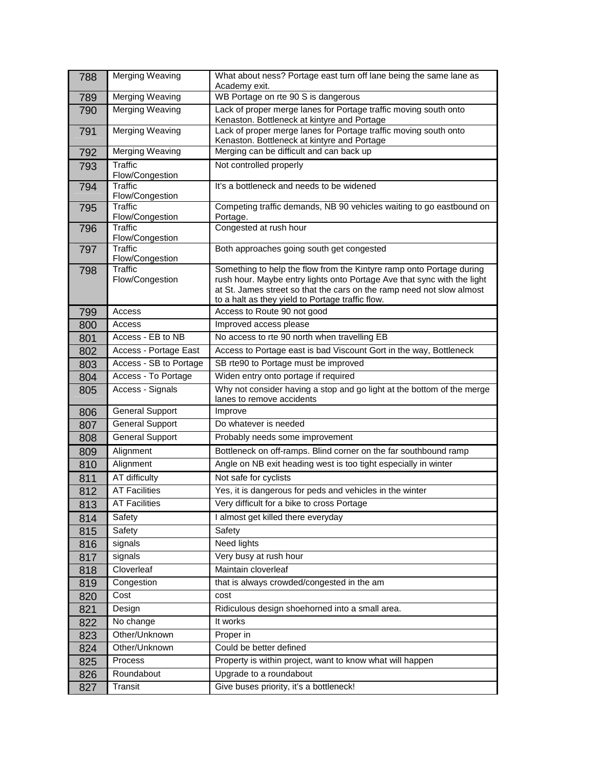| 788 | Merging Weaving | What about ness? Portage east turn off lane being the same lane as Academy exit. |
|---|---|---|
| 789 | Merging Weaving | WB Portage on rte 90 S is dangerous |
| 790 | Merging Weaving | Lack of proper merge lanes for Portage traffic moving south onto Kenaston. Bottleneck at kintyre and Portage |
| 791 | Merging Weaving | Lack of proper merge lanes for Portage traffic moving south onto Kenaston. Bottleneck at kintyre and Portage |
| 792 | Merging Weaving | Merging can be difficult and can back up |
| 793 | Traffic Flow/Congestion | Not controlled properly |
| 794 | Traffic Flow/Congestion | It's a bottleneck and needs to be widened |
| 795 | Traffic Flow/Congestion | Competing traffic demands, NB 90 vehicles waiting to go eastbound on Portage. |
| 796 | Traffic Flow/Congestion | Congested at rush hour |
| 797 | Traffic Flow/Congestion | Both approaches going south get congested |
| 798 | Traffic Flow/Congestion | Something to help the flow from the Kintyre ramp onto Portage during rush hour. Maybe entry lights onto Portage Ave that sync with the light at St. James street so that the cars on the ramp need not slow almost to a halt as they yield to Portage traffic flow. |
| 799 | Access | Access to Route 90 not good |
| 800 | Access | Improved access please |
| 801 | Access - EB to NB | No access to rte 90 north when travelling EB |
| 802 | Access - Portage East | Access to Portage east is bad Viscount Gort in the way, Bottleneck |
| 803 | Access - SB to Portage | SB rte90 to Portage must be improved |
| 804 | Access - To Portage | Widen entry onto portage if required |
| 805 | Access - Signals | Why not consider having a stop and go light at the bottom of the merge lanes to remove accidents |
| 806 | General Support | Improve |
| 807 | General Support | Do whatever is needed |
| 808 | General Support | Probably needs some improvement |
| 809 | Alignment | Bottleneck on off-ramps. Blind corner on the far southbound ramp |
| 810 | Alignment | Angle on NB exit heading west is too tight especially in winter |
| 811 | AT difficulty | Not safe for cyclists |
| 812 | AT Facilities | Yes, it is dangerous for peds and vehicles in the winter |
| 813 | AT Facilities | Very difficult for a bike to cross Portage |
| 814 | Safety | I almost get killed there everyday |
| 815 | Safety | Safety |
| 816 | signals | Need lights |
| 817 | signals | Very busy at rush hour |
| 818 | Cloverleaf | Maintain cloverleaf |
| 819 | Congestion | that is always crowded/congested in the am |
| 820 | Cost | cost |
| 821 | Design | Ridiculous design shoehorned into a small area. |
| 822 | No change | It works |
| 823 | Other/Unknown | Proper in |
| 824 | Other/Unknown | Could be better defined |
| 825 | Process | Property is within project, want to know what will happen |
| 826 | Roundabout | Upgrade to a roundabout |
| 827 | Transit | Give buses priority, it's a bottleneck! |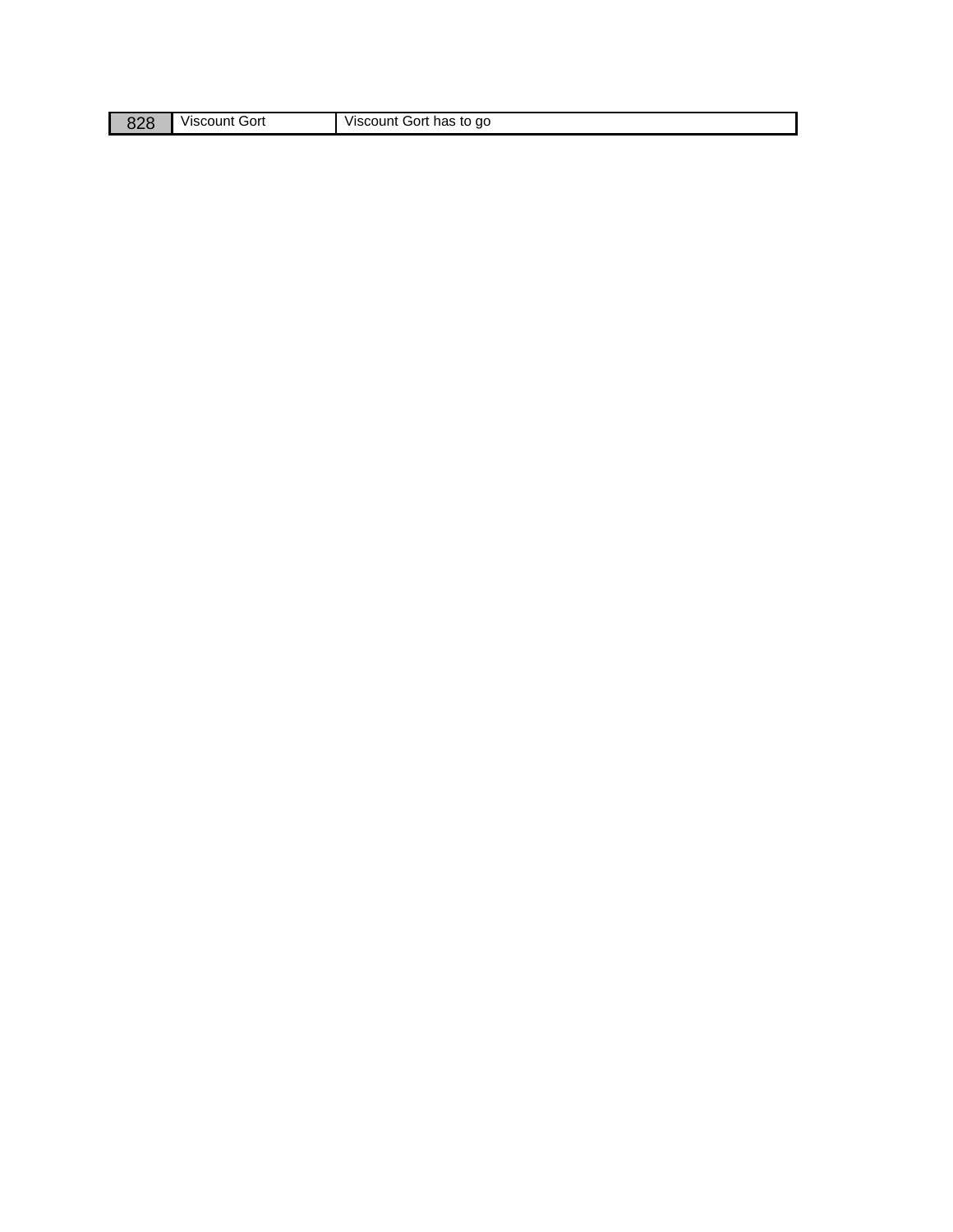| 828 | Viscount Gort | Viscount Gort has to go |
|---|---|---|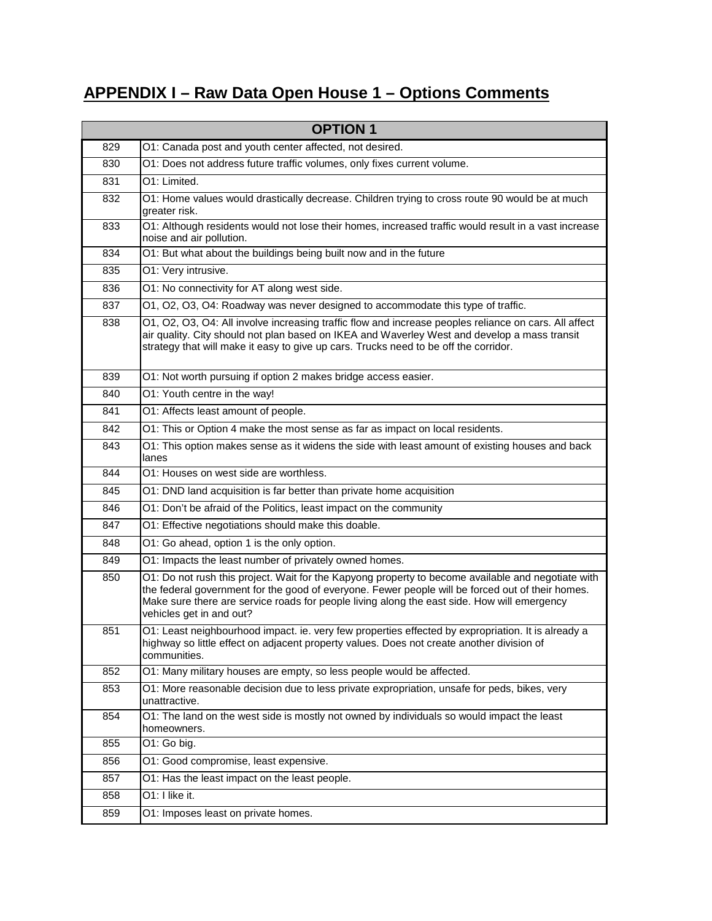## APPENDIX I – Raw Data Open House 1 – Options Comments

| OPTION 1 | |
|---|---|
| 829 | O1: Canada post and youth center affected, not desired. |
| 830 | O1: Does not address future traffic volumes, only fixes current volume. |
| 831 | O1: Limited. |
| 832 | O1: Home values would drastically decrease. Children trying to cross route 90 would be at much greater risk. |
| 833 | O1: Although residents would not lose their homes, increased traffic would result in a vast increase noise and air pollution. |
| 834 | O1: But what about the buildings being built now and in the future |
| 835 | O1: Very intrusive. |
| 836 | O1: No connectivity for AT along west side. |
| 837 | O1, O2, O3, O4: Roadway was never designed to accommodate this type of traffic. |
| 838 | O1, O2, O3, O4: All involve increasing traffic flow and increase peoples reliance on cars. All affect air quality. City should not plan based on IKEA and Waverley West and develop a mass transit strategy that will make it easy to give up cars. Trucks need to be off the corridor. |
| 839 | O1: Not worth pursuing if option 2 makes bridge access easier. |
| 840 | O1: Youth centre in the way! |
| 841 | O1: Affects least amount of people. |
| 842 | O1: This or Option 4 make the most sense as far as impact on local residents. |
| 843 | O1: This option makes sense as it widens the side with least amount of existing houses and back lanes |
| 844 | O1: Houses on west side are worthless. |
| 845 | O1: DND land acquisition is far better than private home acquisition |
| 846 | O1: Don't be afraid of the Politics, least impact on the community |
| 847 | O1: Effective negotiations should make this doable. |
| 848 | O1: Go ahead, option 1 is the only option. |
| 849 | O1: Impacts the least number of privately owned homes. |
| 850 | O1: Do not rush this project. Wait for the Kapyong property to become available and negotiate with the federal government for the good of everyone. Fewer people will be forced out of their homes. Make sure there are service roads for people living along the east side. How will emergency vehicles get in and out? |
| 851 | O1: Least neighbourhood impact. ie. very few properties effected by expropriation. It is already a highway so little effect on adjacent property values. Does not create another division of communities. |
| 852 | O1: Many military houses are empty, so less people would be affected. |
| 853 | O1: More reasonable decision due to less private expropriation, unsafe for peds, bikes, very unattractive. |
| 854 | O1: The land on the west side is mostly not owned by individuals so would impact the least homeowners. |
| 855 | O1: Go big. |
| 856 | O1: Good compromise, least expensive. |
| 857 | O1: Has the least impact on the least people. |
| 858 | O1: I like it. |
| 859 | O1: Imposes least on private homes. |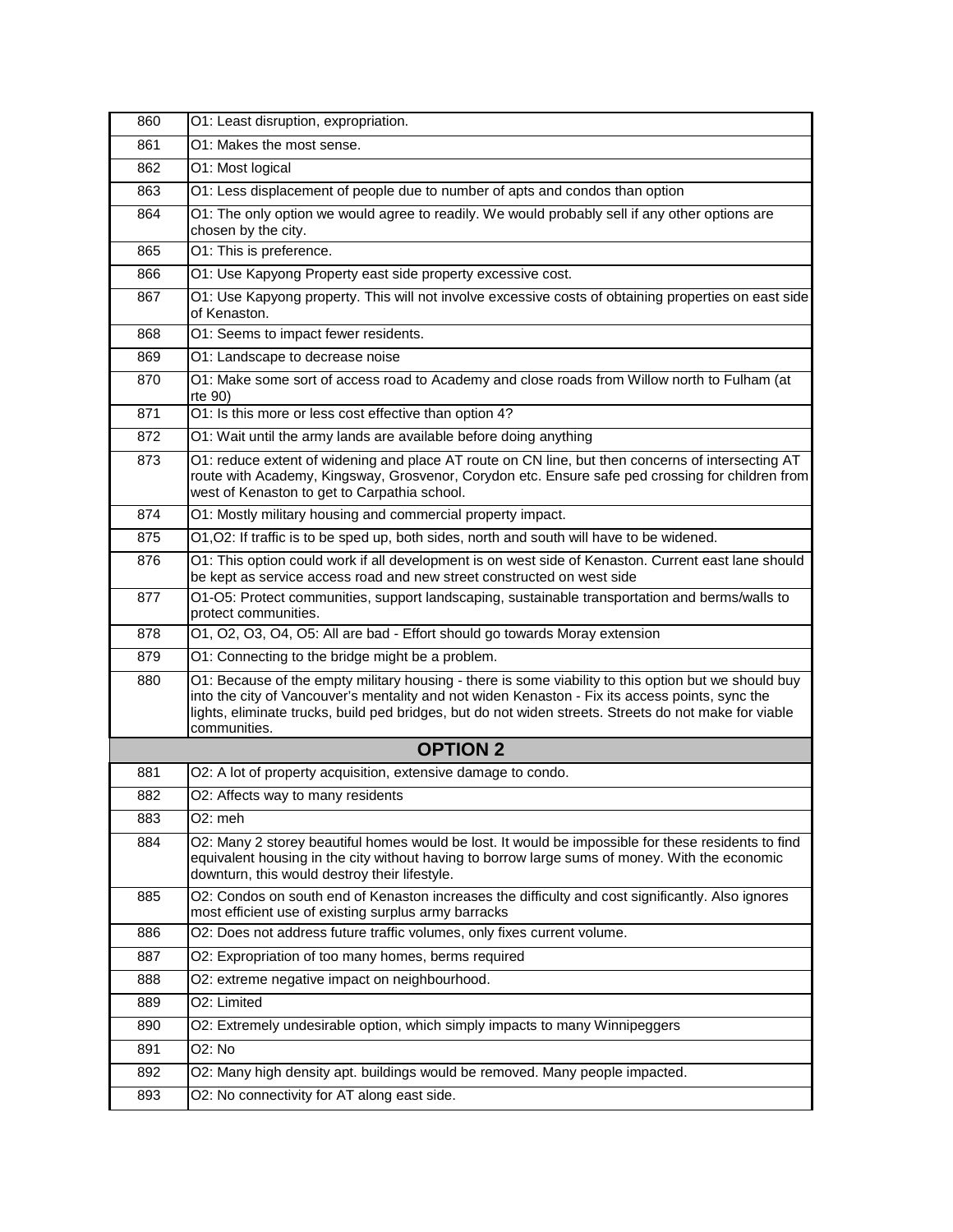| | |
|---|---|
| 860 | O1: Least disruption, expropriation. |
| 861 | O1: Makes the most sense. |
| 862 | O1: Most logical |
| 863 | O1: Less displacement of people due to number of apts and condos than option |
| 864 | O1: The only option we would agree to readily. We would probably sell if any other options are chosen by the city. |
| 865 | O1: This is preference. |
| 866 | O1: Use Kapyong Property east side property excessive cost. |
| 867 | O1: Use Kapyong property. This will not involve excessive costs of obtaining properties on east side of Kenaston. |
| 868 | O1: Seems to impact fewer residents. |
| 869 | O1: Landscape to decrease noise |
| 870 | O1: Make some sort of access road to Academy and close roads from Willow north to Fulham (at rte 90) |
| 871 | O1: Is this more or less cost effective than option 4? |
| 872 | O1: Wait until the army lands are available before doing anything |
| 873 | O1: reduce extent of widening and place AT route on CN line, but then concerns of intersecting AT route with Academy, Kingsway, Grosvenor, Corydon etc. Ensure safe ped crossing for children from west of Kenaston to get to Carpathia school. |
| 874 | O1: Mostly military housing and commercial property impact. |
| 875 | O1,O2: If traffic is to be sped up, both sides, north and south will have to be widened. |
| 876 | O1: This option could work if all development is on west side of Kenaston. Current east lane should be kept as service access road and new street constructed on west side |
| 877 | O1-O5: Protect communities, support landscaping, sustainable transportation and berms/walls to protect communities. |
| 878 | O1, O2, O3, O4, O5: All are bad - Effort should go towards Moray extension |
| 879 | O1: Connecting to the bridge might be a problem. |
| 880 | O1: Because of the empty military housing - there is some viability to this option but we should buy into the city of Vancouver's mentality and not widen Kenaston - Fix its access points, sync the lights, eliminate trucks, build ped bridges, but do not widen streets. Streets do not make for viable communities. |
| | **OPTION 2** |
| 881 | O2: A lot of property acquisition, extensive damage to condo. |
| 882 | O2: Affects way to many residents |
| 883 | O2: meh |
| 884 | O2: Many 2 storey beautiful homes would be lost. It would be impossible for these residents to find equivalent housing in the city without having to borrow large sums of money. With the economic downturn, this would destroy their lifestyle. |
| 885 | O2: Condos on south end of Kenaston increases the difficulty and cost significantly. Also ignores most efficient use of existing surplus army barracks |
| 886 | O2: Does not address future traffic volumes, only fixes current volume. |
| 887 | O2: Expropriation of too many homes, berms required |
| 888 | O2: extreme negative impact on neighbourhood. |
| 889 | O2: Limited |
| 890 | O2: Extremely undesirable option, which simply impacts to many Winnipeggers |
| 891 | O2: No |
| 892 | O2: Many high density apt. buildings would be removed. Many people impacted. |
| 893 | O2: No connectivity for AT along east side. |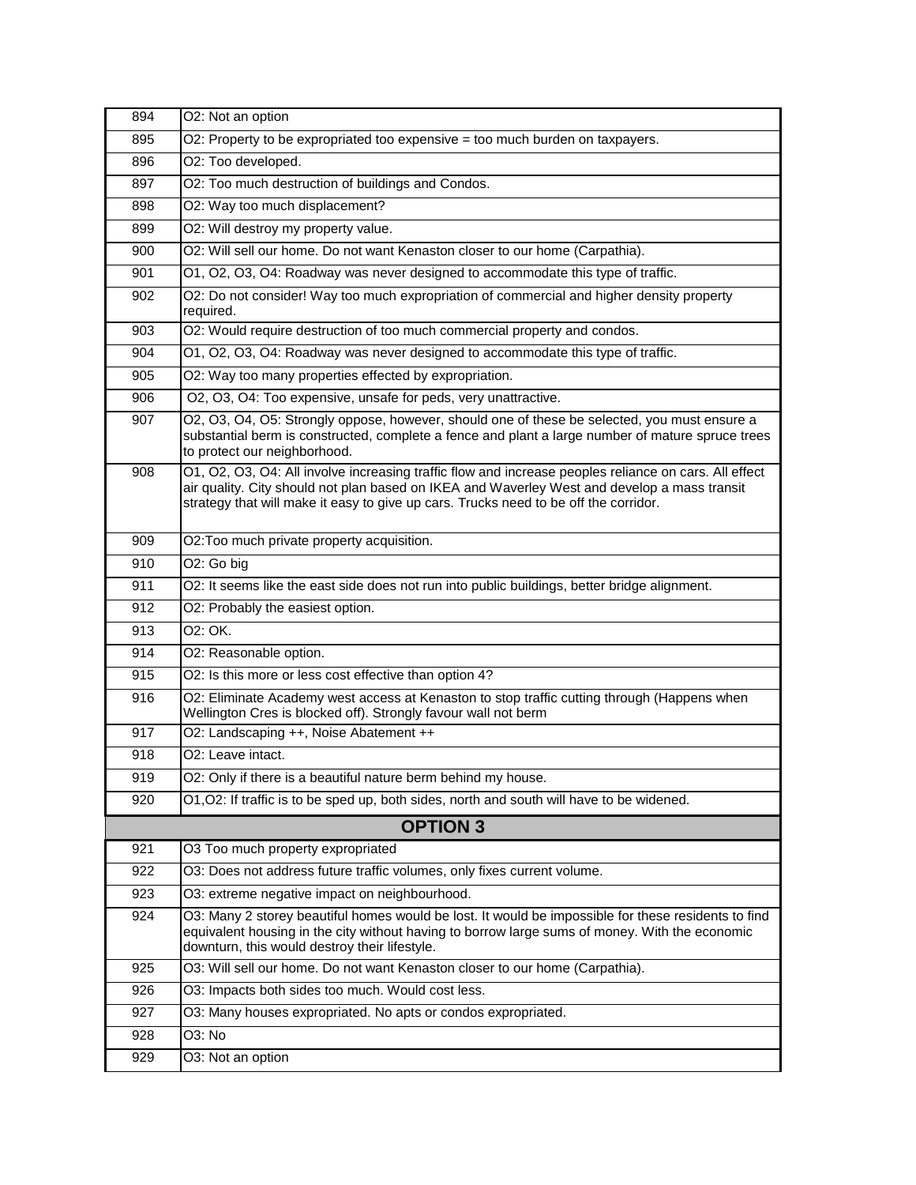| | |
|---|---|
| 894 | O2: Not an option |
| 895 | O2: Property to be expropriated too expensive = too much burden on taxpayers. |
| 896 | O2: Too developed. |
| 897 | O2: Too much destruction of buildings and Condos. |
| 898 | O2: Way too much displacement? |
| 899 | O2: Will destroy my property value. |
| 900 | O2: Will sell our home. Do not want Kenaston closer to our home (Carpathia). |
| 901 | O1, O2, O3, O4: Roadway was never designed to accommodate this type of traffic. |
| 902 | O2: Do not consider! Way too much expropriation of commercial and higher density property required. |
| 903 | O2: Would require destruction of too much commercial property and condos. |
| 904 | O1, O2, O3, O4: Roadway was never designed to accommodate this type of traffic. |
| 905 | O2: Way too many properties effected by expropriation. |
| 906 | O2, O3, O4: Too expensive, unsafe for peds, very unattractive. |
| 907 | O2, O3, O4, O5: Strongly oppose, however, should one of these be selected, you must ensure a substantial berm is constructed, complete a fence and plant a large number of mature spruce trees to protect our neighborhood. |
| 908 | O1, O2, O3, O4: All involve increasing traffic flow and increase peoples reliance on cars. All effect air quality. City should not plan based on IKEA and Waverley West and develop a mass transit strategy that will make it easy to give up cars. Trucks need to be off the corridor. |
| 909 | O2:Too much private property acquisition. |
| 910 | O2: Go big |
| 911 | O2: It seems like the east side does not run into public buildings, better bridge alignment. |
| 912 | O2: Probably the easiest option. |
| 913 | O2: OK. |
| 914 | O2: Reasonable option. |
| 915 | O2: Is this more or less cost effective than option 4? |
| 916 | O2: Eliminate Academy west access at Kenaston to stop traffic cutting through (Happens when Wellington Cres is blocked off). Strongly favour wall not berm |
| 917 | O2: Landscaping ++, Noise Abatement ++ |
| 918 | O2: Leave intact. |
| 919 | O2: Only if there is a beautiful nature berm behind my house. |
| 920 | O1,O2: If traffic is to be sped up, both sides, north and south will have to be widened. |
| | **OPTION 3** |
| 921 | O3 Too much property expropriated |
| 922 | O3: Does not address future traffic volumes, only fixes current volume. |
| 923 | O3: extreme negative impact on neighbourhood. |
| 924 | O3: Many 2 storey beautiful homes would be lost. It would be impossible for these residents to find equivalent housing in the city without having to borrow large sums of money. With the economic downturn, this would destroy their lifestyle. |
| 925 | O3: Will sell our home. Do not want Kenaston closer to our home (Carpathia). |
| 926 | O3: Impacts both sides too much. Would cost less. |
| 927 | O3: Many houses expropriated. No apts or condos expropriated. |
| 928 | O3: No |
| 929 | O3: Not an option |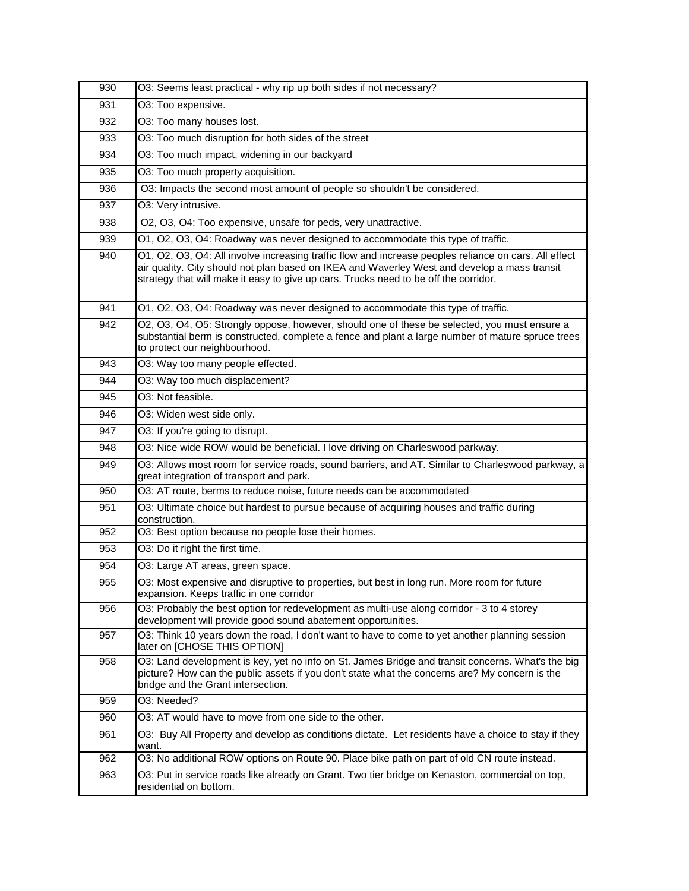| | |
|---|---|
| 930 | O3: Seems least practical - why rip up both sides if not necessary? |
| 931 | O3: Too expensive. |
| 932 | O3: Too many houses lost. |
| 933 | O3: Too much disruption for both sides of the street |
| 934 | O3: Too much impact, widening in our backyard |
| 935 | O3: Too much property acquisition. |
| 936 | O3: Impacts the second most amount of people so shouldn't be considered. |
| 937 | O3: Very intrusive. |
| 938 | O2, O3, O4: Too expensive, unsafe for peds, very unattractive. |
| 939 | O1, O2, O3, O4: Roadway was never designed to accommodate this type of traffic. |
| 940 | O1, O2, O3, O4: All involve increasing traffic flow and increase peoples reliance on cars. All effect air quality. City should not plan based on IKEA and Waverley West and develop a mass transit strategy that will make it easy to give up cars. Trucks need to be off the corridor. |
| 941 | O1, O2, O3, O4: Roadway was never designed to accommodate this type of traffic. |
| 942 | O2, O3, O4, O5: Strongly oppose, however, should one of these be selected, you must ensure a substantial berm is constructed, complete a fence and plant a large number of mature spruce trees to protect our neighbourhood. |
| 943 | O3: Way too many people effected. |
| 944 | O3: Way too much displacement? |
| 945 | O3: Not feasible. |
| 946 | O3: Widen west side only. |
| 947 | O3: If you're going to disrupt. |
| 948 | O3: Nice wide ROW would be beneficial. I love driving on Charleswood parkway. |
| 949 | O3: Allows most room for service roads, sound barriers, and AT. Similar to Charleswood parkway, a great integration of transport and park. |
| 950 | O3: AT route, berms to reduce noise, future needs can be accommodated |
| 951 | O3: Ultimate choice but hardest to pursue because of acquiring houses and traffic during construction. |
| 952 | O3: Best option because no people lose their homes. |
| 953 | O3: Do it right the first time. |
| 954 | O3: Large AT areas, green space. |
| 955 | O3: Most expensive and disruptive to properties, but best in long run. More room for future expansion. Keeps traffic in one corridor |
| 956 | O3: Probably the best option for redevelopment as multi-use along corridor - 3 to 4 storey development will provide good sound abatement opportunities. |
| 957 | O3: Think 10 years down the road, I don't want to have to come to yet another planning session later on [CHOSE THIS OPTION] |
| 958 | O3: Land development is key, yet no info on St. James Bridge and transit concerns. What's the big picture? How can the public assets if you don't state what the concerns are? My concern is the bridge and the Grant intersection. |
| 959 | O3: Needed? |
| 960 | O3: AT would have to move from one side to the other. |
| 961 | O3: Buy All Property and develop as conditions dictate. Let residents have a choice to stay if they want. |
| 962 | O3: No additional ROW options on Route 90. Place bike path on part of old CN route instead. |
| 963 | O3: Put in service roads like already on Grant. Two tier bridge on Kenaston, commercial on top, residential on bottom. |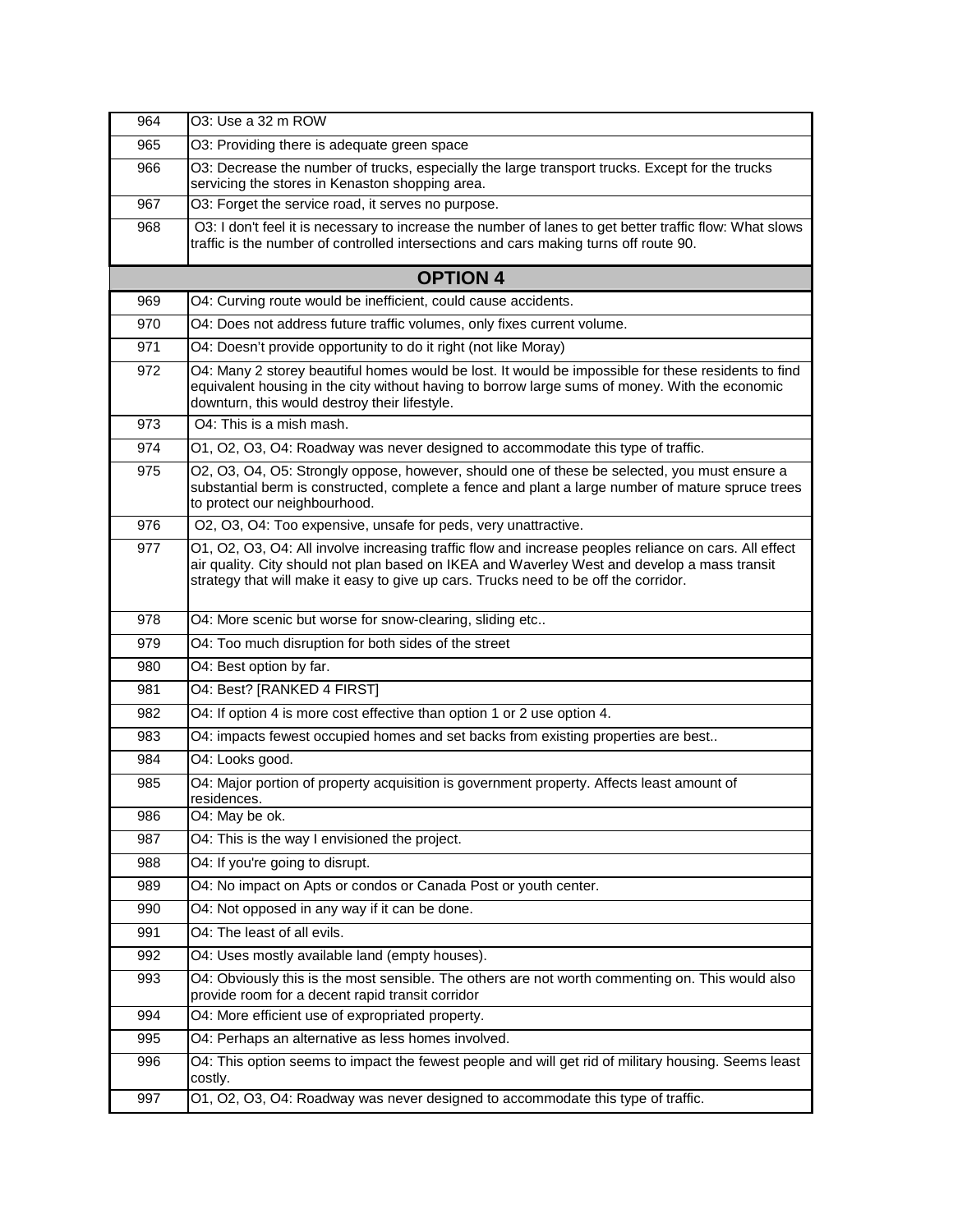| | |
|---|---|
| 964 | O3: Use a 32 m ROW |
| 965 | O3: Providing there is adequate green space |
| 966 | O3: Decrease the number of trucks, especially the large transport trucks. Except for the trucks servicing the stores in Kenaston shopping area. |
| 967 | O3: Forget the service road, it serves no purpose. |
| 968 | O3: I don't feel it is necessary to increase the number of lanes to get better traffic flow: What slows traffic is the number of controlled intersections and cars making turns off route 90. |
| | **OPTION 4** |
| 969 | O4: Curving route would be inefficient, could cause accidents. |
| 970 | O4: Does not address future traffic volumes, only fixes current volume. |
| 971 | O4: Doesn't provide opportunity to do it right (not like Moray) |
| 972 | O4: Many 2 storey beautiful homes would be lost. It would be impossible for these residents to find equivalent housing in the city without having to borrow large sums of money. With the economic downturn, this would destroy their lifestyle. |
| 973 | O4: This is a mish mash. |
| 974 | O1, O2, O3, O4: Roadway was never designed to accommodate this type of traffic. |
| 975 | O2, O3, O4, O5: Strongly oppose, however, should one of these be selected, you must ensure a substantial berm is constructed, complete a fence and plant a large number of mature spruce trees to protect our neighbourhood. |
| 976 | O2, O3, O4: Too expensive, unsafe for peds, very unattractive. |
| 977 | O1, O2, O3, O4: All involve increasing traffic flow and increase peoples reliance on cars. All effect air quality. City should not plan based on IKEA and Waverley West and develop a mass transit strategy that will make it easy to give up cars. Trucks need to be off the corridor. |
| 978 | O4: More scenic but worse for snow-clearing, sliding etc.. |
| 979 | O4: Too much disruption for both sides of the street |
| 980 | O4: Best option by far. |
| 981 | O4: Best? [RANKED 4 FIRST] |
| 982 | O4: If option 4 is more cost effective than option 1 or 2 use option 4. |
| 983 | O4: impacts fewest occupied homes and set backs from existing properties are best.. |
| 984 | O4: Looks good. |
| 985 | O4: Major portion of property acquisition is government property. Affects least amount of residences. |
| 986 | O4: May be ok. |
| 987 | O4: This is the way I envisioned the project. |
| 988 | O4: If you're going to disrupt. |
| 989 | O4: No impact on Apts or condos or Canada Post or youth center. |
| 990 | O4: Not opposed in any way if it can be done. |
| 991 | O4: The least of all evils. |
| 992 | O4: Uses mostly available land (empty houses). |
| 993 | O4: Obviously this is the most sensible. The others are not worth commenting on. This would also provide room for a decent rapid transit corridor |
| 994 | O4: More efficient use of expropriated property. |
| 995 | O4: Perhaps an alternative as less homes involved. |
| 996 | O4: This option seems to impact the fewest people and will get rid of military housing. Seems least costly. |
| 997 | O1, O2, O3, O4: Roadway was never designed to accommodate this type of traffic. |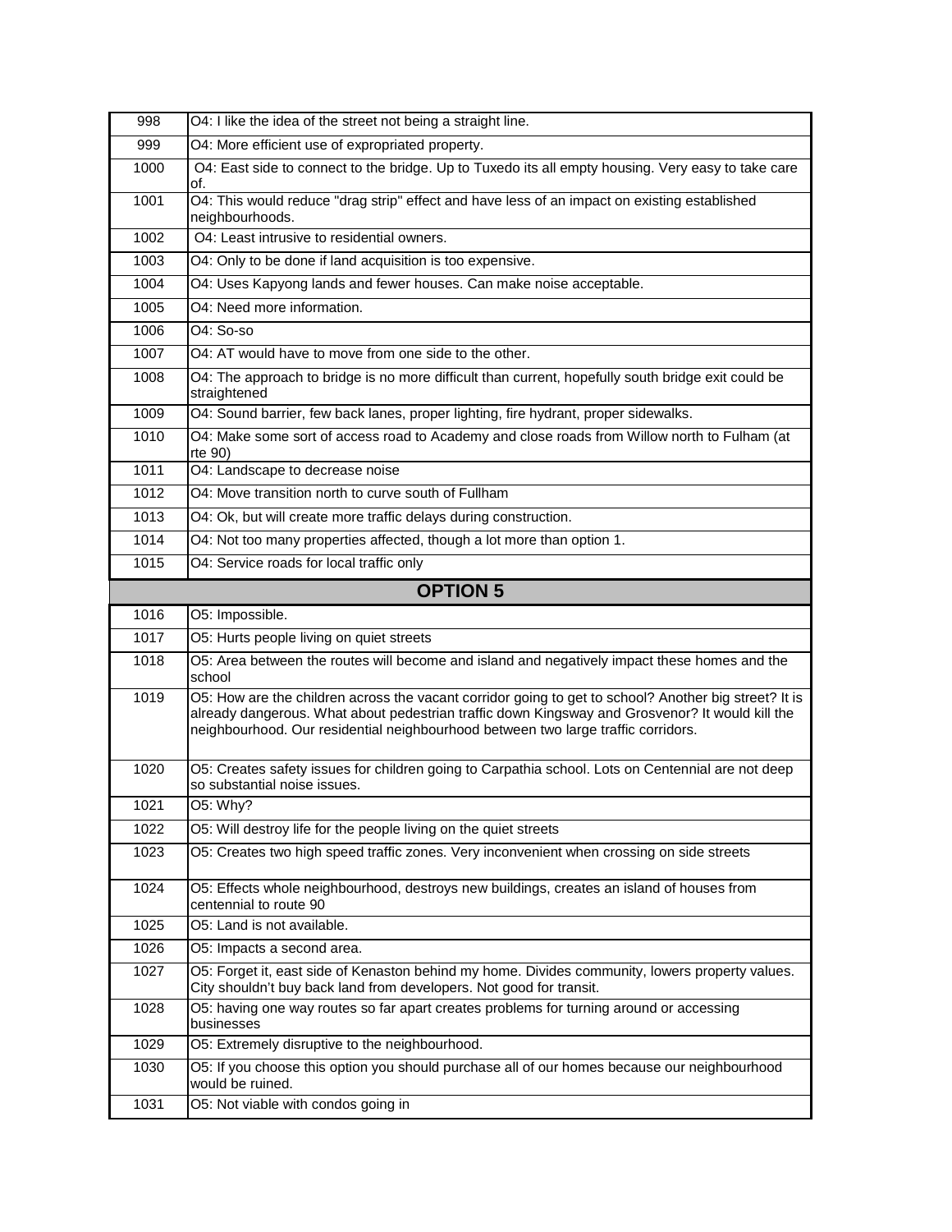| | |
|---|---|
| 998 | O4: I like the idea of the street not being a straight line. |
| 999 | O4: More efficient use of expropriated property. |
| 1000 | O4: East side to connect to the bridge. Up to Tuxedo its all empty housing. Very easy to take care of. |
| 1001 | O4: This would reduce "drag strip" effect and have less of an impact on existing established neighbourhoods. |
| 1002 | O4: Least intrusive to residential owners. |
| 1003 | O4: Only to be done if land acquisition is too expensive. |
| 1004 | O4: Uses Kapyong lands and fewer houses. Can make noise acceptable. |
| 1005 | O4: Need more information. |
| 1006 | O4: So-so |
| 1007 | O4: AT would have to move from one side to the other. |
| 1008 | O4: The approach to bridge is no more difficult than current, hopefully south bridge exit could be straightened |
| 1009 | O4: Sound barrier, few back lanes, proper lighting, fire hydrant, proper sidewalks. |
| 1010 | O4: Make some sort of access road to Academy and close roads from Willow north to Fulham (at rte 90) |
| 1011 | O4: Landscape to decrease noise |
| 1012 | O4: Move transition north to curve south of Fullham |
| 1013 | O4: Ok, but will create more traffic delays during construction. |
| 1014 | O4: Not too many properties affected, though a lot more than option 1. |
| 1015 | O4: Service roads for local traffic only |
| | **OPTION 5** |
| 1016 | O5: Impossible. |
| 1017 | O5: Hurts people living on quiet streets |
| 1018 | O5: Area between the routes will become and island and negatively impact these homes and the school |
| 1019 | O5: How are the children across the vacant corridor going to get to school? Another big street? It is already dangerous. What about pedestrian traffic down Kingsway and Grosvenor? It would kill the neighbourhood. Our residential neighbourhood between two large traffic corridors. |
| 1020 | O5: Creates safety issues for children going to Carpathia school. Lots on Centennial are not deep so substantial noise issues. |
| 1021 | O5: Why? |
| 1022 | O5: Will destroy life for the people living on the quiet streets |
| 1023 | O5: Creates two high speed traffic zones. Very inconvenient when crossing on side streets |
| 1024 | O5: Effects whole neighbourhood, destroys new buildings, creates an island of houses from centennial to route 90 |
| 1025 | O5: Land is not available. |
| 1026 | O5: Impacts a second area. |
| 1027 | O5: Forget it, east side of Kenaston behind my home. Divides community, lowers property values. City shouldn't buy back land from developers. Not good for transit. |
| 1028 | O5: having one way routes so far apart creates problems for turning around or accessing businesses |
| 1029 | O5: Extremely disruptive to the neighbourhood. |
| 1030 | O5: If you choose this option you should purchase all of our homes because our neighbourhood would be ruined. |
| 1031 | O5: Not viable with condos going in |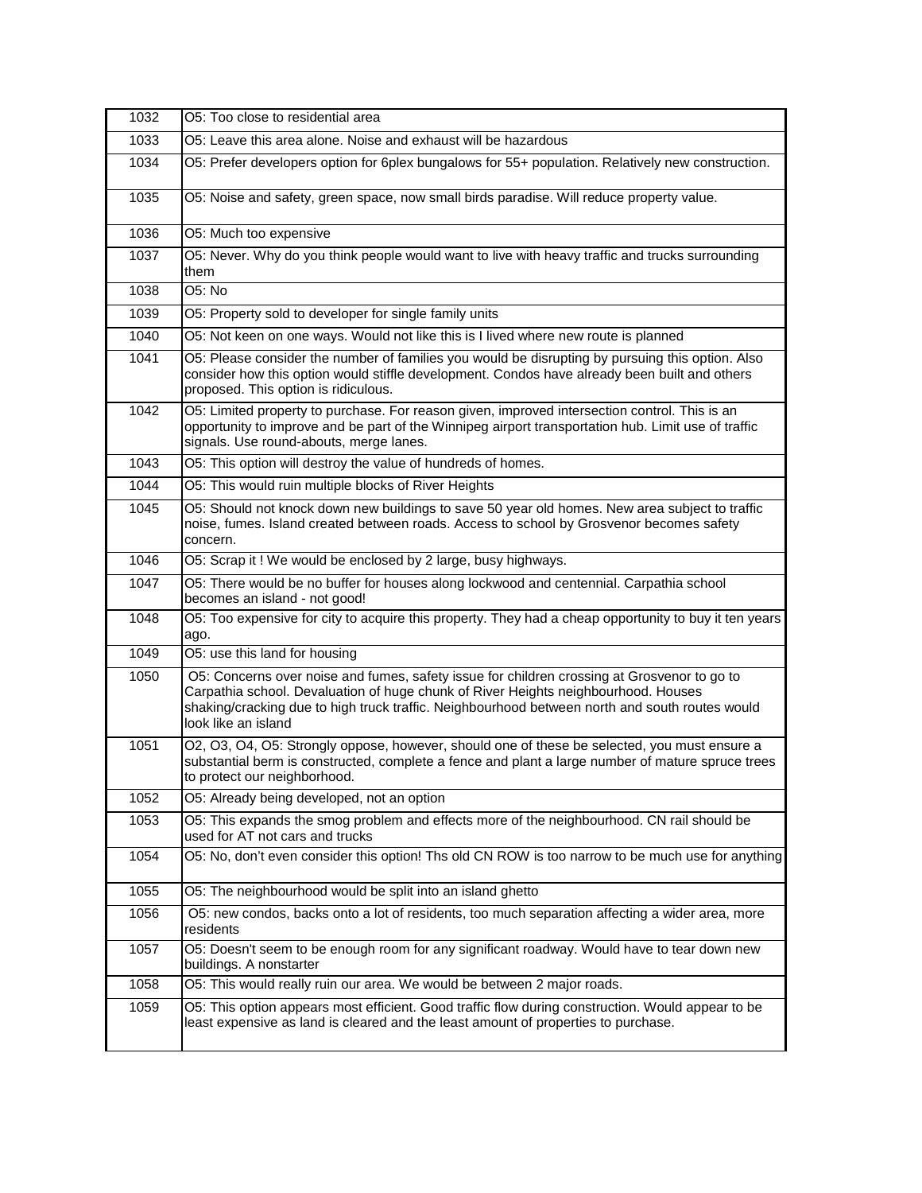| | |
|---|---|
| 1032 | O5: Too close to residential area |
| 1033 | O5: Leave this area alone. Noise and exhaust will be hazardous |
| 1034 | O5: Prefer developers option for 6plex bungalows for 55+ population. Relatively new construction. |
| 1035 | O5: Noise and safety, green space, now small birds paradise. Will reduce property value. |
| 1036 | O5: Much too expensive |
| 1037 | O5: Never. Why do you think people would want to live with heavy traffic and trucks surrounding them |
| 1038 | O5: No |
| 1039 | O5: Property sold to developer for single family units |
| 1040 | O5: Not keen on one ways. Would not like this is I lived where new route is planned |
| 1041 | O5: Please consider the number of families you would be disrupting by pursuing this option. Also consider how this option would stiffle development. Condos have already been built and others proposed. This option is ridiculous. |
| 1042 | O5: Limited property to purchase. For reason given, improved intersection control. This is an opportunity to improve and be part of the Winnipeg airport transportation hub. Limit use of traffic signals. Use round-abouts, merge lanes. |
| 1043 | O5: This option will destroy the value of hundreds of homes. |
| 1044 | O5: This would ruin multiple blocks of River Heights |
| 1045 | O5: Should not knock down new buildings to save 50 year old homes. New area subject to traffic noise, fumes. Island created between roads. Access to school by Grosvenor becomes safety concern. |
| 1046 | O5: Scrap it ! We would be enclosed by 2 large, busy highways. |
| 1047 | O5: There would be no buffer for houses along lockwood and centennial. Carpathia school becomes an island - not good! |
| 1048 | O5: Too expensive for city to acquire this property. They had a cheap opportunity to buy it ten years ago. |
| 1049 | O5: use this land for housing |
| 1050 | O5: Concerns over noise and fumes, safety issue for children crossing at Grosvenor to go to Carpathia school. Devaluation of huge chunk of River Heights neighbourhood. Houses shaking/cracking due to high truck traffic. Neighbourhood between north and south routes would look like an island |
| 1051 | O2, O3, O4, O5: Strongly oppose, however, should one of these be selected, you must ensure a substantial berm is constructed, complete a fence and plant a large number of mature spruce trees to protect our neighborhood. |
| 1052 | O5: Already being developed, not an option |
| 1053 | O5: This expands the smog problem and effects more of the neighbourhood. CN rail should be used for AT not cars and trucks |
| 1054 | O5: No, don't even consider this option! Ths old CN ROW is too narrow to be much use for anything |
| 1055 | O5: The neighbourhood would be split into an island ghetto |
| 1056 | O5: new condos, backs onto a lot of residents, too much separation affecting a wider area, more residents |
| 1057 | O5: Doesn't seem to be enough room for any significant roadway. Would have to tear down new buildings. A nonstarter |
| 1058 | O5: This would really ruin our area. We would be between 2 major roads. |
| 1059 | O5: This option appears most efficient. Good traffic flow during construction. Would appear to be least expensive as land is cleared and the least amount of properties to purchase. |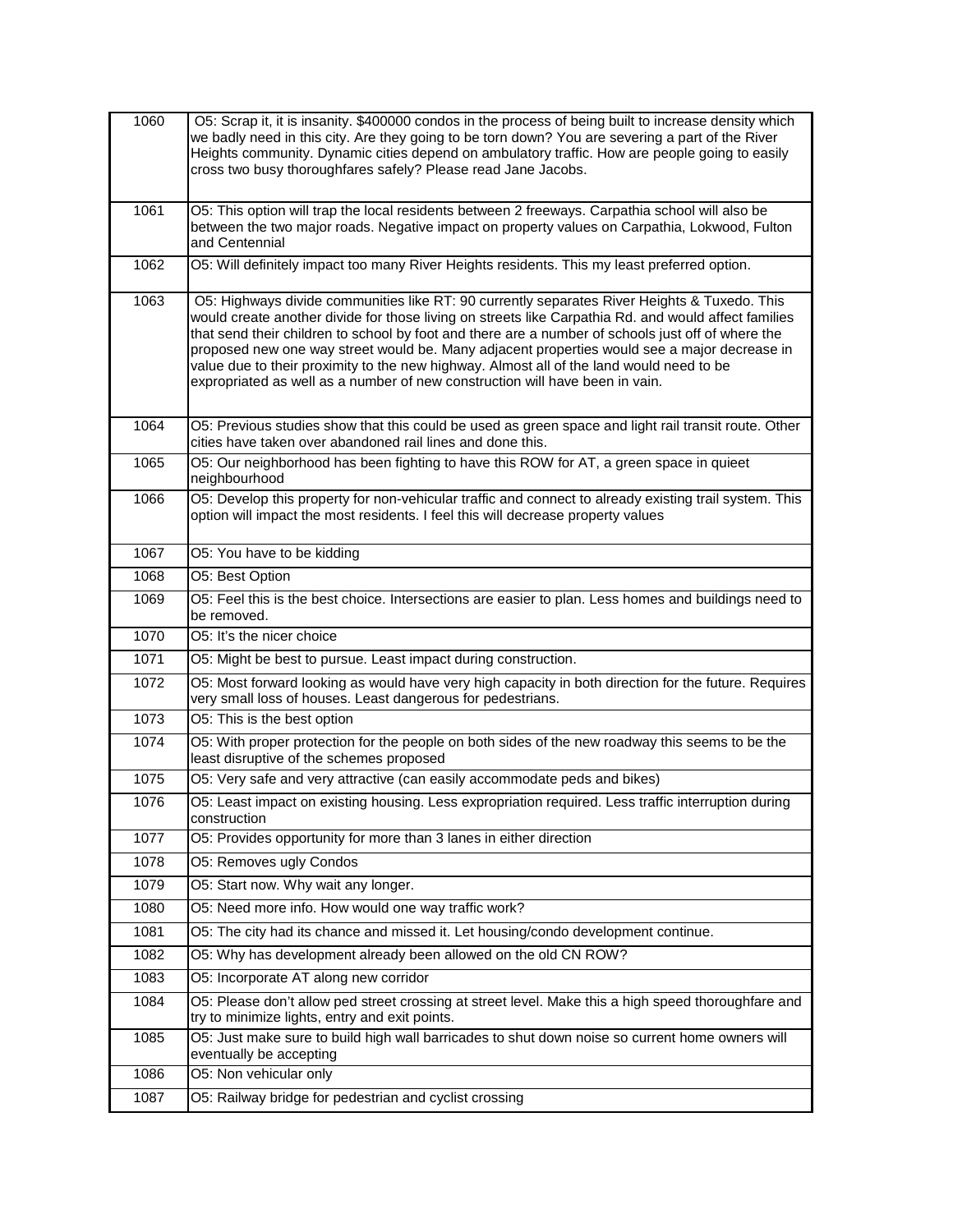| | |
|---|---|
| 1060 | O5: Scrap it, it is insanity. $400000 condos in the process of being built to increase density which we badly need in this city. Are they going to be torn down? You are severing a part of the River Heights community. Dynamic cities depend on ambulatory traffic. How are people going to easily cross two busy thoroughfares safely? Please read Jane Jacobs. |
| 1061 | O5: This option will trap the local residents between 2 freeways. Carpathia school will also be between the two major roads. Negative impact on property values on Carpathia, Lokwood, Fulton and Centennial |
| 1062 | O5: Will definitely impact too many River Heights residents. This my least preferred option. |
| 1063 | O5: Highways divide communities like RT: 90 currently separates River Heights & Tuxedo. This would create another divide for those living on streets like Carpathia Rd. and would affect families that send their children to school by foot and there are a number of schools just off of where the proposed new one way street would be. Many adjacent properties would see a major decrease in value due to their proximity to the new highway. Almost all of the land would need to be expropriated as well as a number of new construction will have been in vain. |
| 1064 | O5: Previous studies show that this could be used as green space and light rail transit route. Other cities have taken over abandoned rail lines and done this. |
| 1065 | O5: Our neighborhood has been fighting to have this ROW for AT, a green space in quieet neighbourhood |
| 1066 | O5: Develop this property for non-vehicular traffic and connect to already existing trail system. This option will impact the most residents. I feel this will decrease property values |
| 1067 | O5: You have to be kidding |
| 1068 | O5: Best Option |
| 1069 | O5: Feel this is the best choice. Intersections are easier to plan. Less homes and buildings need to be removed. |
| 1070 | O5: It's the nicer choice |
| 1071 | O5: Might be best to pursue. Least impact during construction. |
| 1072 | O5: Most forward looking as would have very high capacity in both direction for the future. Requires very small loss of houses. Least dangerous for pedestrians. |
| 1073 | O5: This is the best option |
| 1074 | O5: With proper protection for the people on both sides of the new roadway this seems to be the least disruptive of the schemes proposed |
| 1075 | O5: Very safe and very attractive (can easily accommodate peds and bikes) |
| 1076 | O5: Least impact on existing housing. Less expropriation required. Less traffic interruption during construction |
| 1077 | O5: Provides opportunity for more than 3 lanes in either direction |
| 1078 | O5: Removes ugly Condos |
| 1079 | O5: Start now. Why wait any longer. |
| 1080 | O5: Need more info. How would one way traffic work? |
| 1081 | O5: The city had its chance and missed it. Let housing/condo development continue. |
| 1082 | O5: Why has development already been allowed on the old CN ROW? |
| 1083 | O5: Incorporate AT along new corridor |
| 1084 | O5: Please don't allow ped street crossing at street level. Make this a high speed thoroughfare and try to minimize lights, entry and exit points. |
| 1085 | O5: Just make sure to build high wall barricades to shut down noise so current home owners will eventually be accepting |
| 1086 | O5: Non vehicular only |
| 1087 | O5: Railway bridge for pedestrian and cyclist crossing |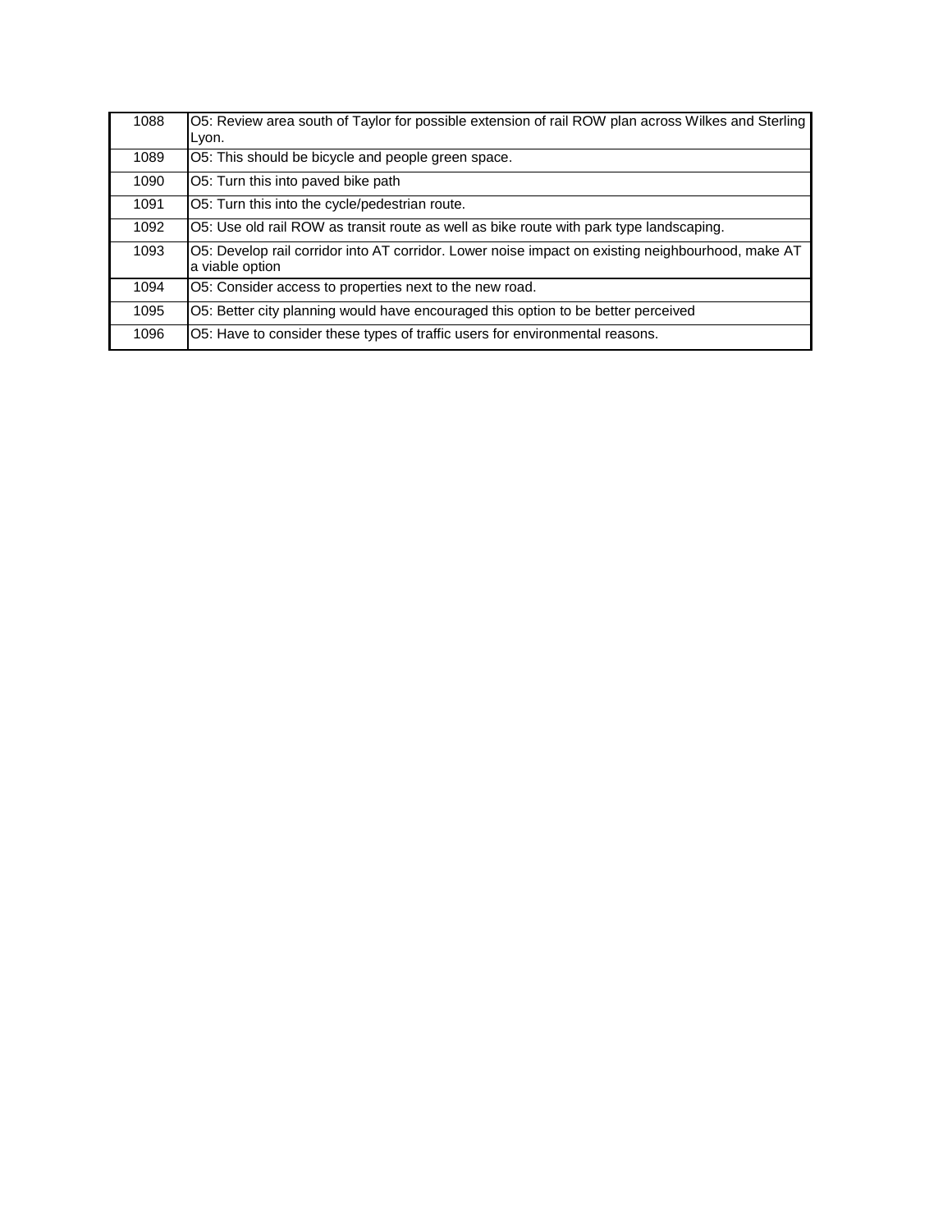| | |
|---|---|
| 1088 | O5: Review area south of Taylor for possible extension of rail ROW plan across Wilkes and Sterling Lyon. |
| 1089 | O5: This should be bicycle and people green space. |
| 1090 | O5: Turn this into paved bike path |
| 1091 | O5: Turn this into the cycle/pedestrian route. |
| 1092 | O5: Use old rail ROW as transit route as well as bike route with park type landscaping. |
| 1093 | O5: Develop rail corridor into AT corridor. Lower noise impact on existing neighbourhood, make AT a viable option |
| 1094 | O5: Consider access to properties next to the new road. |
| 1095 | O5: Better city planning would have encouraged this option to be better perceived |
| 1096 | O5: Have to consider these types of traffic users for environmental reasons. |